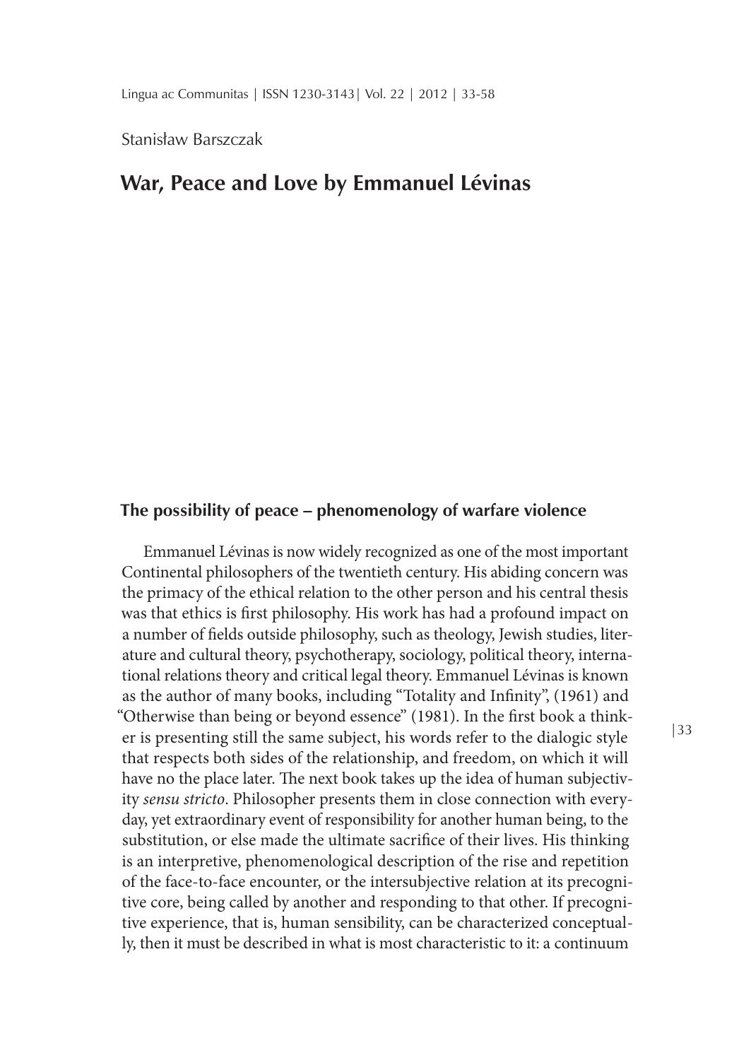Stanisław Barszczak

# War, Peace and Love by Emmanuel Lévinas

## The possibility of peace – phenomenology of warfare violence

Emmanuel Lévinas is now widely recognized as one of the most important Continental philosophers of the twentieth century. His abiding concern was the primacy of the ethical relation to the other person and his central thesis was that ethics is first philosophy. His work has had a profound impact on a number of fields outside philosophy, such as theology, Jewish studies, literature and cultural theory, psychotherapy, sociology, political theory, international relations theory and critical legal theory. Emmanuel Lévinas is known as the author of many books, including "Totality and Infinity", (1961) and "Otherwise than being or beyond essence" (1981). In the first book a thinker is presenting still the same subject, his words refer to the dialogic style that respects both sides of the relationship, and freedom, on which it will have no the place later. The next book takes up the idea of human subjectivity *sensu stricto*. Philosopher presents them in close connection with everyday, yet extraordinary event of responsibility for another human being, to the substitution, or else made the ultimate sacrifice of their lives. His thinking is an interpretive, phenomenological description of the rise and repetition of the face-to-face encounter, or the intersubjective relation at its precognitive core, being called by another and responding to that other. If precognitive experience, that is, human sensibility, can be characterized conceptually, then it must be described in what is most characteristic to it: a continuum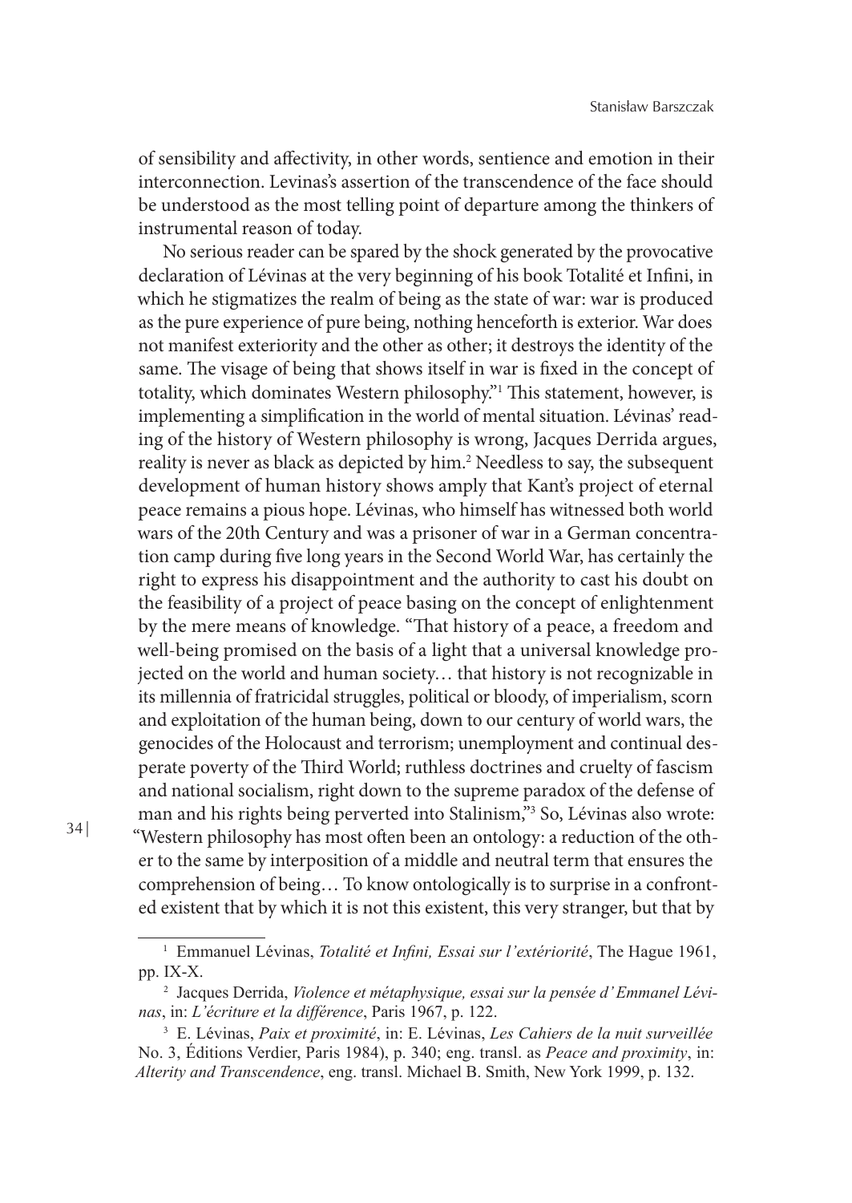of sensibility and affectivity, in other words, sentience and emotion in their interconnection. Levinas's assertion of the transcendence of the face should be understood as the most telling point of departure among the thinkers of instrumental reason of today.

No serious reader can be spared by the shock generated by the provocative declaration of Lévinas at the very beginning of his book Totalité et Infini, in which he stigmatizes the realm of being as the state of war: war is produced as the pure experience of pure being, nothing henceforth is exterior. War does not manifest exteriority and the other as other; it destroys the identity of the same. The visage of being that shows itself in war is fixed in the concept of totality, which dominates Western philosophy."[1] This statement, however, is implementing a simplification in the world of mental situation. Lévinas' reading of the history of Western philosophy is wrong, Jacques Derrida argues, reality is never as black as depicted by him.[2] Needless to say, the subsequent development of human history shows amply that Kant's project of eternal peace remains a pious hope. Lévinas, who himself has witnessed both world wars of the 20th Century and was a prisoner of war in a German concentration camp during five long years in the Second World War, has certainly the right to express his disappointment and the authority to cast his doubt on the feasibility of a project of peace basing on the concept of enlightenment by the mere means of knowledge. "That history of a peace, a freedom and well-being promised on the basis of a light that a universal knowledge projected on the world and human society… that history is not recognizable in its millennia of fratricidal struggles, political or bloody, of imperialism, scorn and exploitation of the human being, down to our century of world wars, the genocides of the Holocaust and terrorism; unemployment and continual desperate poverty of the Third World; ruthless doctrines and cruelty of fascism and national socialism, right down to the supreme paradox of the defense of man and his rights being perverted into Stalinism,"[3] So, Lévinas also wrote: "Western philosophy has most often been an ontology: a reduction of the other to the same by interposition of a middle and neutral term that ensures the comprehension of being… To know ontologically is to surprise in a confronted existent that by which it is not this existent, this very stranger, but that by

---

[1] Emmanuel Lévinas, *Totalité et Infini, Essai sur l'extériorité*, The Hague 1961, pp. IX-X.

[2] Jacques Derrida, *Violence et métaphysique, essai sur la pensée d'Emmanel Lévinas*, in: *L'écriture et la différence*, Paris 1967, p. 122.

[3] E. Lévinas, *Paix et proximité*, in: E. Lévinas, *Les Cahiers de la nuit surveillée* No. 3, Éditions Verdier, Paris 1984), p. 340; eng. transl. as *Peace and proximity*, in: *Alterity and Transcendence*, eng. transl. Michael B. Smith, New York 1999, p. 132.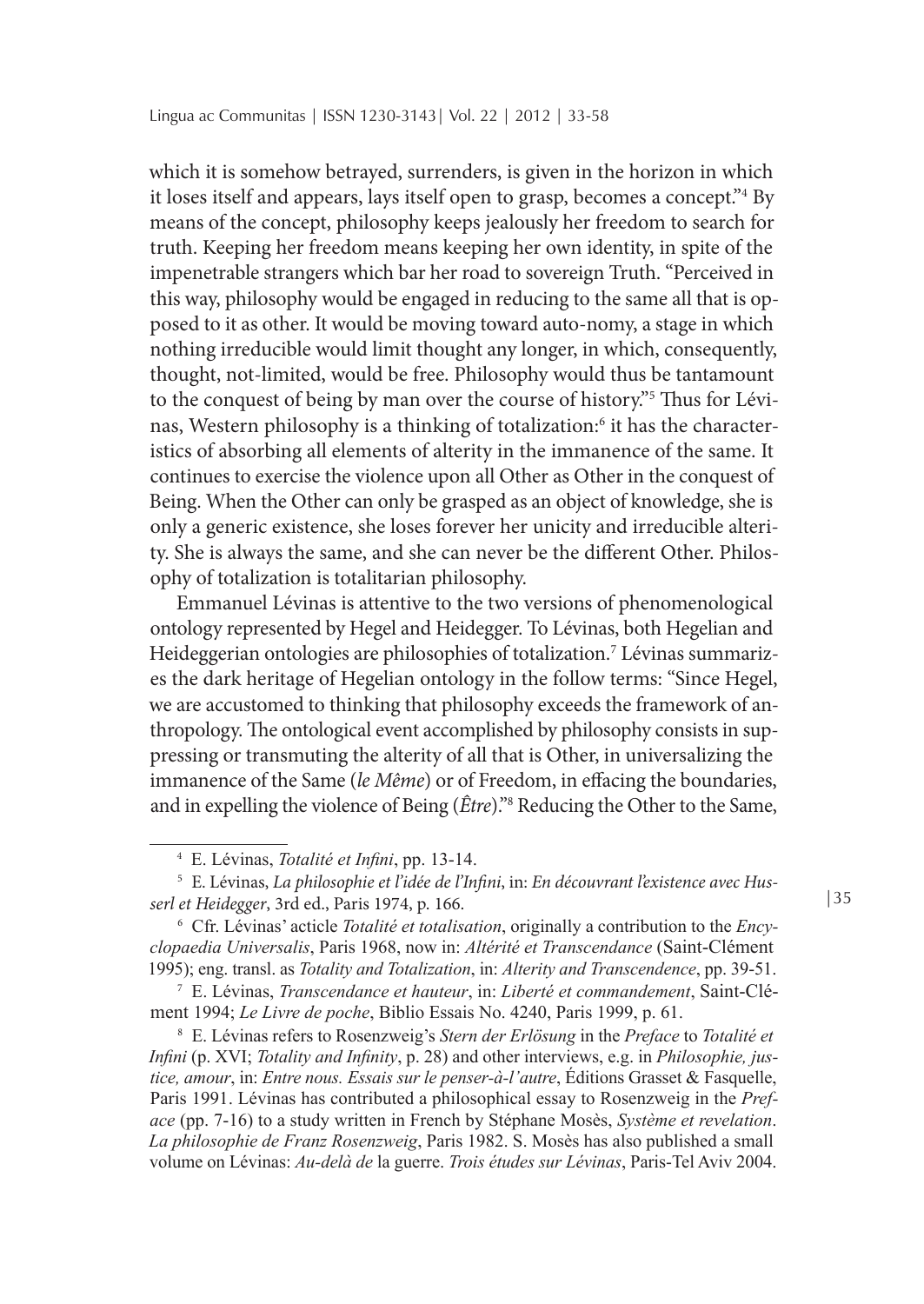which it is somehow betrayed, surrenders, is given in the horizon in which it loses itself and appears, lays itself open to grasp, becomes a concept."[4] By means of the concept, philosophy keeps jealously her freedom to search for truth. Keeping her freedom means keeping her own identity, in spite of the impenetrable strangers which bar her road to sovereign Truth. "Perceived in this way, philosophy would be engaged in reducing to the same all that is opposed to it as other. It would be moving toward auto-nomy, a stage in which nothing irreducible would limit thought any longer, in which, consequently, thought, not-limited, would be free. Philosophy would thus be tantamount to the conquest of being by man over the course of history."[5] Thus for Lévinas, Western philosophy is a thinking of totalization:[6] it has the characteristics of absorbing all elements of alterity in the immanence of the same. It continues to exercise the violence upon all Other as Other in the conquest of Being. When the Other can only be grasped as an object of knowledge, she is only a generic existence, she loses forever her unicity and irreducible alterity. She is always the same, and she can never be the different Other. Philosophy of totalization is totalitarian philosophy.

Emmanuel Lévinas is attentive to the two versions of phenomenological ontology represented by Hegel and Heidegger. To Lévinas, both Hegelian and Heideggerian ontologies are philosophies of totalization.[7] Lévinas summarizes the dark heritage of Hegelian ontology in the follow terms: "Since Hegel, we are accustomed to thinking that philosophy exceeds the framework of anthropology. The ontological event accomplished by philosophy consists in suppressing or transmuting the alterity of all that is Other, in universalizing the immanence of the Same (*le Même*) or of Freedom, in effacing the boundaries, and in expelling the violence of Being (*Être*)."[8] Reducing the Other to the Same,

---

[4] E. Lévinas, *Totalité et Infini*, pp. 13-14.

[5] E. Lévinas, *La philosophie et l'idée de l'Infini*, in: *En découvrant l'existence avec Husserl et Heidegger*, 3rd ed., Paris 1974, p. 166.

[6] Cfr. Lévinas' acticle *Totalité et totalisation*, originally a contribution to the *Encyclopaedia Universalis*, Paris 1968, now in: *Altérité et Transcendance* (Saint-Clément 1995); eng. transl. as *Totality and Totalization*, in: *Alterity and Transcendence*, pp. 39-51.

[7] E. Lévinas, *Transcendance et hauteur*, in: *Liberté et commandement*, Saint-Clément 1994; *Le Livre de poche*, Biblio Essais No. 4240, Paris 1999, p. 61.

[8] E. Lévinas refers to Rosenzweig's *Stern der Erlösung* in the *Preface* to *Totalité et Infini* (p. XVI; *Totality and Infinity*, p. 28) and other interviews, e.g. in *Philosophie, justice, amour*, in: *Entre nous. Essais sur le penser-à-l'autre*, Éditions Grasset & Fasquelle, Paris 1991. Lévinas has contributed a philosophical essay to Rosenzweig in the *Preface* (pp. 7-16) to a study written in French by Stéphane Mosès, *Système et revelation. La philosophie de Franz Rosenzweig*, Paris 1982. S. Mosès has also published a small volume on Lévinas: *Au-delà de* la guerre. *Trois études sur Lévinas*, Paris-Tel Aviv 2004.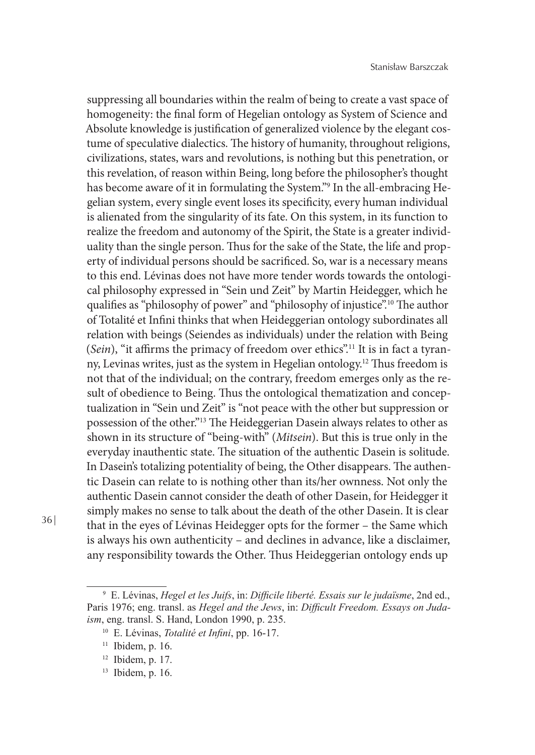suppressing all boundaries within the realm of being to create a vast space of homogeneity: the final form of Hegelian ontology as System of Science and Absolute knowledge is justification of generalized violence by the elegant costume of speculative dialectics. The history of humanity, throughout religions, civilizations, states, wars and revolutions, is nothing but this penetration, or this revelation, of reason within Being, long before the philosopher's thought has become aware of it in formulating the System."[9] In the all-embracing Hegelian system, every single event loses its specificity, every human individual is alienated from the singularity of its fate. On this system, in its function to realize the freedom and autonomy of the Spirit, the State is a greater individuality than the single person. Thus for the sake of the State, the life and property of individual persons should be sacrificed. So, war is a necessary means to this end. Lévinas does not have more tender words towards the ontological philosophy expressed in "Sein und Zeit" by Martin Heidegger, which he qualifies as "philosophy of power" and "philosophy of injustice".[10] The author of Totalité et Infini thinks that when Heideggerian ontology subordinates all relation with beings (Seiendes as individuals) under the relation with Being (*Sein*), "it affirms the primacy of freedom over ethics".[11] It is in fact a tyranny, Levinas writes, just as the system in Hegelian ontology.[12] Thus freedom is not that of the individual; on the contrary, freedom emerges only as the result of obedience to Being. Thus the ontological thematization and conceptualization in "Sein und Zeit" is "not peace with the other but suppression or possession of the other."[13] The Heideggerian Dasein always relates to other as shown in its structure of "being-with" (*Mitsein*). But this is true only in the everyday inauthentic state. The situation of the authentic Dasein is solitude. In Dasein's totalizing potentiality of being, the Other disappears. The authentic Dasein can relate to is nothing other than its/her ownness. Not only the authentic Dasein cannot consider the death of other Dasein, for Heidegger it simply makes no sense to talk about the death of the other Dasein. It is clear that in the eyes of Lévinas Heidegger opts for the former – the Same which is always his own authenticity – and declines in advance, like a disclaimer, any responsibility towards the Other. Thus Heideggerian ontology ends up

---

[9] E. Lévinas, *Hegel et les Juifs*, in: *Difficile liberté. Essais sur le judaïsme*, 2nd ed., Paris 1976; eng. transl. as *Hegel and the Jews*, in: *Difficult Freedom. Essays on Judaism*, eng. transl. S. Hand, London 1990, p. 235.

[10] E. Lévinas, *Totalité et Infini*, pp. 16-17.

[11] Ibidem, p. 16.

[12] Ibidem, p. 17.

[13] Ibidem, p. 16.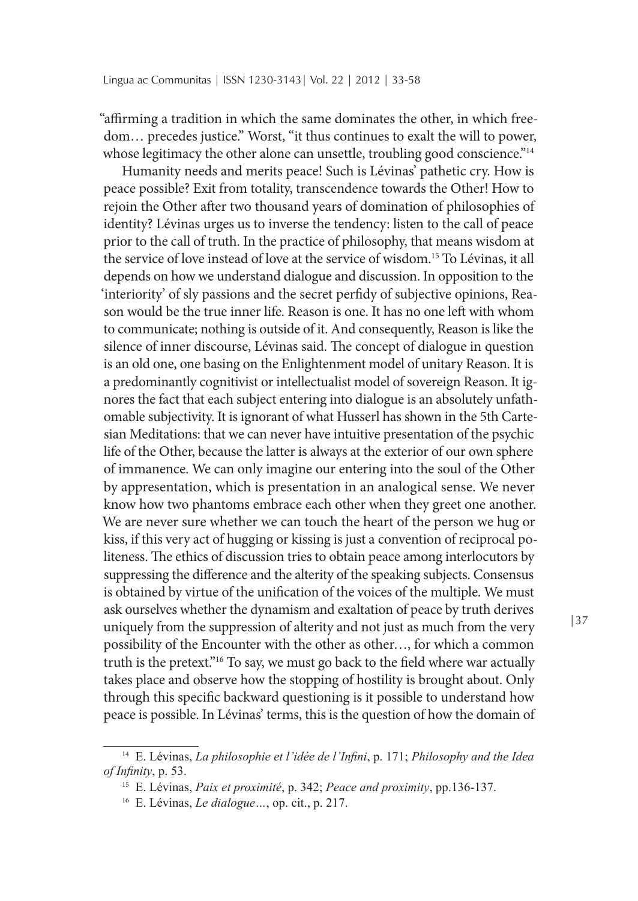"affirming a tradition in which the same dominates the other, in which freedom… precedes justice." Worst, "it thus continues to exalt the will to power, whose legitimacy the other alone can unsettle, troubling good conscience."[14]

Humanity needs and merits peace! Such is Lévinas' pathetic cry. How is peace possible? Exit from totality, transcendence towards the Other! How to rejoin the Other after two thousand years of domination of philosophies of identity? Lévinas urges us to inverse the tendency: listen to the call of peace prior to the call of truth. In the practice of philosophy, that means wisdom at the service of love instead of love at the service of wisdom.[15] To Lévinas, it all depends on how we understand dialogue and discussion. In opposition to the 'interiority' of sly passions and the secret perfidy of subjective opinions, Reason would be the true inner life. Reason is one. It has no one left with whom to communicate; nothing is outside of it. And consequently, Reason is like the silence of inner discourse, Lévinas said. The concept of dialogue in question is an old one, one basing on the Enlightenment model of unitary Reason. It is a predominantly cognitivist or intellectualist model of sovereign Reason. It ignores the fact that each subject entering into dialogue is an absolutely unfathomable subjectivity. It is ignorant of what Husserl has shown in the 5th Cartesian Meditations: that we can never have intuitive presentation of the psychic life of the Other, because the latter is always at the exterior of our own sphere of immanence. We can only imagine our entering into the soul of the Other by appresentation, which is presentation in an analogical sense. We never know how two phantoms embrace each other when they greet one another. We are never sure whether we can touch the heart of the person we hug or kiss, if this very act of hugging or kissing is just a convention of reciprocal politeness. The ethics of discussion tries to obtain peace among interlocutors by suppressing the difference and the alterity of the speaking subjects. Consensus is obtained by virtue of the unification of the voices of the multiple. We must ask ourselves whether the dynamism and exaltation of peace by truth derives uniquely from the suppression of alterity and not just as much from the very possibility of the Encounter with the other as other…, for which a common truth is the pretext."[16] To say, we must go back to the field where war actually takes place and observe how the stopping of hostility is brought about. Only through this specific backward questioning is it possible to understand how peace is possible. In Lévinas' terms, this is the question of how the domain of

---

[14] E. Lévinas, *La philosophie et l'idée de l'Infini*, p. 171; *Philosophy and the Idea of Infinity*, p. 53.

[15] E. Lévinas, *Paix et proximité*, p. 342; *Peace and proximity*, pp.136-137.

[16] E. Lévinas, *Le dialogue…*, op. cit., p. 217.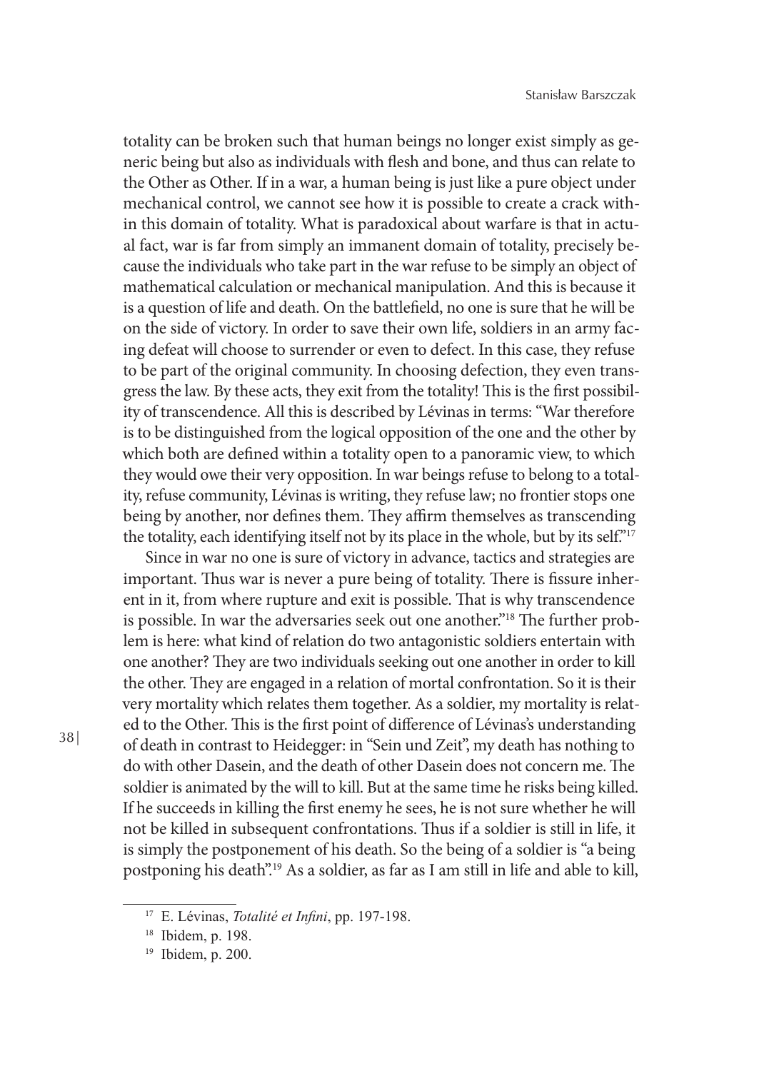totality can be broken such that human beings no longer exist simply as generic being but also as individuals with flesh and bone, and thus can relate to the Other as Other. If in a war, a human being is just like a pure object under mechanical control, we cannot see how it is possible to create a crack within this domain of totality. What is paradoxical about warfare is that in actual fact, war is far from simply an immanent domain of totality, precisely because the individuals who take part in the war refuse to be simply an object of mathematical calculation or mechanical manipulation. And this is because it is a question of life and death. On the battlefield, no one is sure that he will be on the side of victory. In order to save their own life, soldiers in an army facing defeat will choose to surrender or even to defect. In this case, they refuse to be part of the original community. In choosing defection, they even transgress the law. By these acts, they exit from the totality! This is the first possibility of transcendence. All this is described by Lévinas in terms: "War therefore is to be distinguished from the logical opposition of the one and the other by which both are defined within a totality open to a panoramic view, to which they would owe their very opposition. In war beings refuse to belong to a totality, refuse community, Lévinas is writing, they refuse law; no frontier stops one being by another, nor defines them. They affirm themselves as transcending the totality, each identifying itself not by its place in the whole, but by its self."[17]

Since in war no one is sure of victory in advance, tactics and strategies are important. Thus war is never a pure being of totality. There is fissure inherent in it, from where rupture and exit is possible. That is why transcendence is possible. In war the adversaries seek out one another."[18] The further problem is here: what kind of relation do two antagonistic soldiers entertain with one another? They are two individuals seeking out one another in order to kill the other. They are engaged in a relation of mortal confrontation. So it is their very mortality which relates them together. As a soldier, my mortality is related to the Other. This is the first point of difference of Lévinas's understanding of death in contrast to Heidegger: in "Sein und Zeit", my death has nothing to do with other Dasein, and the death of other Dasein does not concern me. The soldier is animated by the will to kill. But at the same time he risks being killed. If he succeeds in killing the first enemy he sees, he is not sure whether he will not be killed in subsequent confrontations. Thus if a soldier is still in life, it is simply the postponement of his death. So the being of a soldier is "a being postponing his death".[19] As a soldier, as far as I am still in life and able to kill,

[17] E. Lévinas, *Totalité et Infini*, pp. 197-198.

[18] Ibidem, p. 198.

[19] Ibidem, p. 200.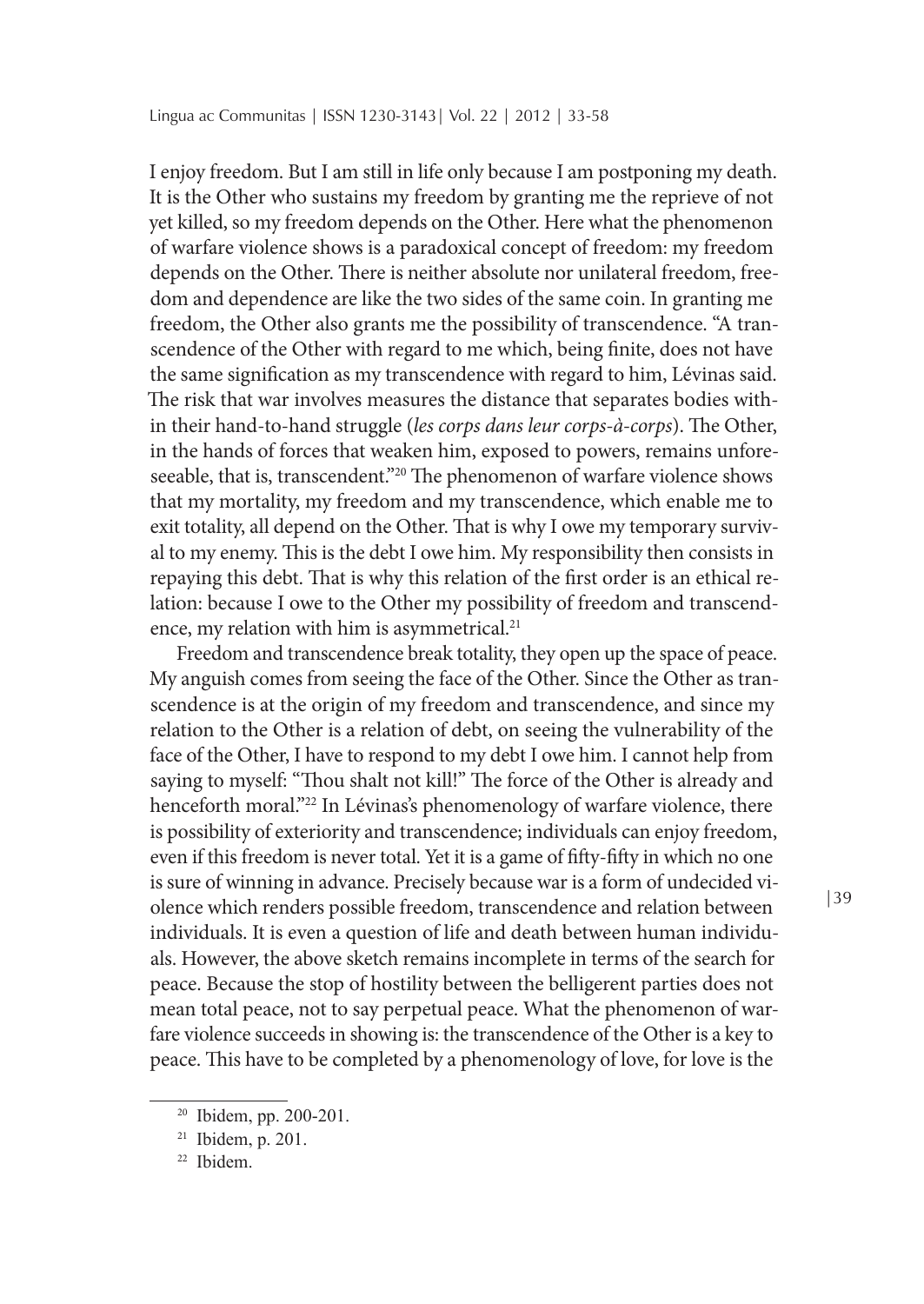I enjoy freedom. But I am still in life only because I am postponing my death. It is the Other who sustains my freedom by granting me the reprieve of not yet killed, so my freedom depends on the Other. Here what the phenomenon of warfare violence shows is a paradoxical concept of freedom: my freedom depends on the Other. There is neither absolute nor unilateral freedom, freedom and dependence are like the two sides of the same coin. In granting me freedom, the Other also grants me the possibility of transcendence. "A transcendence of the Other with regard to me which, being finite, does not have the same signification as my transcendence with regard to him, Lévinas said. The risk that war involves measures the distance that separates bodies within their hand-to-hand struggle (*les corps dans leur corps-à-corps*). The Other, in the hands of forces that weaken him, exposed to powers, remains unforeseeable, that is, transcendent."[20] The phenomenon of warfare violence shows that my mortality, my freedom and my transcendence, which enable me to exit totality, all depend on the Other. That is why I owe my temporary survival to my enemy. This is the debt I owe him. My responsibility then consists in repaying this debt. That is why this relation of the first order is an ethical relation: because I owe to the Other my possibility of freedom and transcendence, my relation with him is asymmetrical.[21]

Freedom and transcendence break totality, they open up the space of peace. My anguish comes from seeing the face of the Other. Since the Other as transcendence is at the origin of my freedom and transcendence, and since my relation to the Other is a relation of debt, on seeing the vulnerability of the face of the Other, I have to respond to my debt I owe him. I cannot help from saying to myself: "Thou shalt not kill!" The force of the Other is already and henceforth moral."[22] In Lévinas's phenomenology of warfare violence, there is possibility of exteriority and transcendence; individuals can enjoy freedom, even if this freedom is never total. Yet it is a game of fifty-fifty in which no one is sure of winning in advance. Precisely because war is a form of undecided violence which renders possible freedom, transcendence and relation between individuals. It is even a question of life and death between human individuals. However, the above sketch remains incomplete in terms of the search for peace. Because the stop of hostility between the belligerent parties does not mean total peace, not to say perpetual peace. What the phenomenon of warfare violence succeeds in showing is: the transcendence of the Other is a key to peace. This have to be completed by a phenomenology of love, for love is the

---

[20] Ibidem, pp. 200-201.

[21] Ibidem, p. 201.

[22] Ibidem.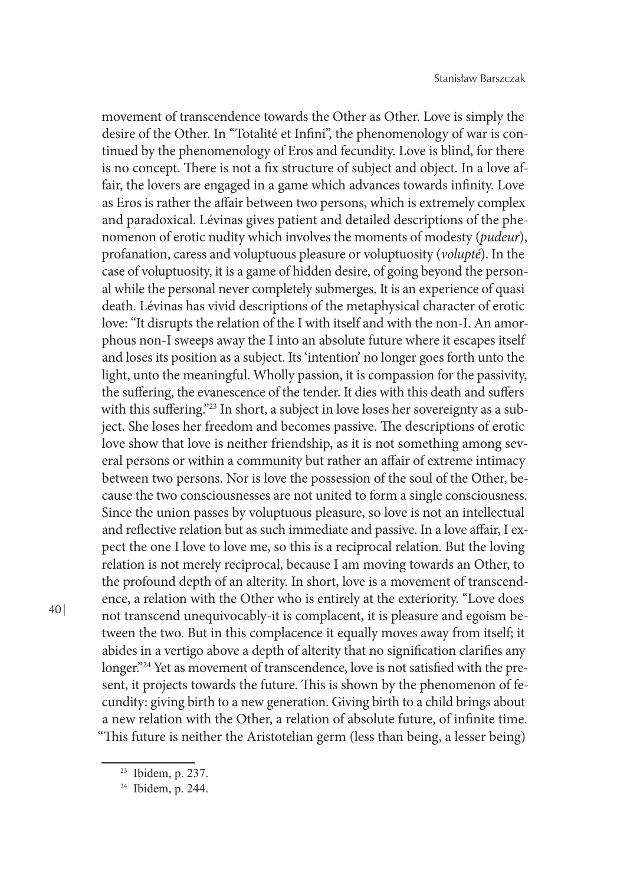movement of transcendence towards the Other as Other. Love is simply the desire of the Other. In "Totalité et Infini", the phenomenology of war is continued by the phenomenology of Eros and fecundity. Love is blind, for there is no concept. There is not a fix structure of subject and object. In a love affair, the lovers are engaged in a game which advances towards infinity. Love as Eros is rather the affair between two persons, which is extremely complex and paradoxical. Lévinas gives patient and detailed descriptions of the phenomenon of erotic nudity which involves the moments of modesty (*pudeur*), profanation, caress and voluptuous pleasure or voluptuosity (*volupté*). In the case of voluptuosity, it is a game of hidden desire, of going beyond the personal while the personal never completely submerges. It is an experience of quasi death. Lévinas has vivid descriptions of the metaphysical character of erotic love: "It disrupts the relation of the I with itself and with the non-I. An amorphous non-I sweeps away the I into an absolute future where it escapes itself and loses its position as a subject. Its 'intention' no longer goes forth unto the light, unto the meaningful. Wholly passion, it is compassion for the passivity, the suffering, the evanescence of the tender. It dies with this death and suffers with this suffering."[23] In short, a subject in love loses her sovereignty as a subject. She loses her freedom and becomes passive. The descriptions of erotic love show that love is neither friendship, as it is not something among several persons or within a community but rather an affair of extreme intimacy between two persons. Nor is love the possession of the soul of the Other, because the two consciousnesses are not united to form a single consciousness. Since the union passes by voluptuous pleasure, so love is not an intellectual and reflective relation but as such immediate and passive. In a love affair, I expect the one I love to love me, so this is a reciprocal relation. But the loving relation is not merely reciprocal, because I am moving towards an Other, to the profound depth of an alterity. In short, love is a movement of transcendence, a relation with the Other who is entirely at the exteriority. "Love does not transcend unequivocably-it is complacent, it is pleasure and egoism between the two. But in this complacence it equally moves away from itself; it abides in a vertigo above a depth of alterity that no signification clarifies any longer."[24] Yet as movement of transcendence, love is not satisfied with the present, it projects towards the future. This is shown by the phenomenon of fecundity: giving birth to a new generation. Giving birth to a child brings about a new relation with the Other, a relation of absolute future, of infinite time. "This future is neither the Aristotelian germ (less than being, a lesser being)

[23] Ibidem, p. 237.

[24] Ibidem, p. 244.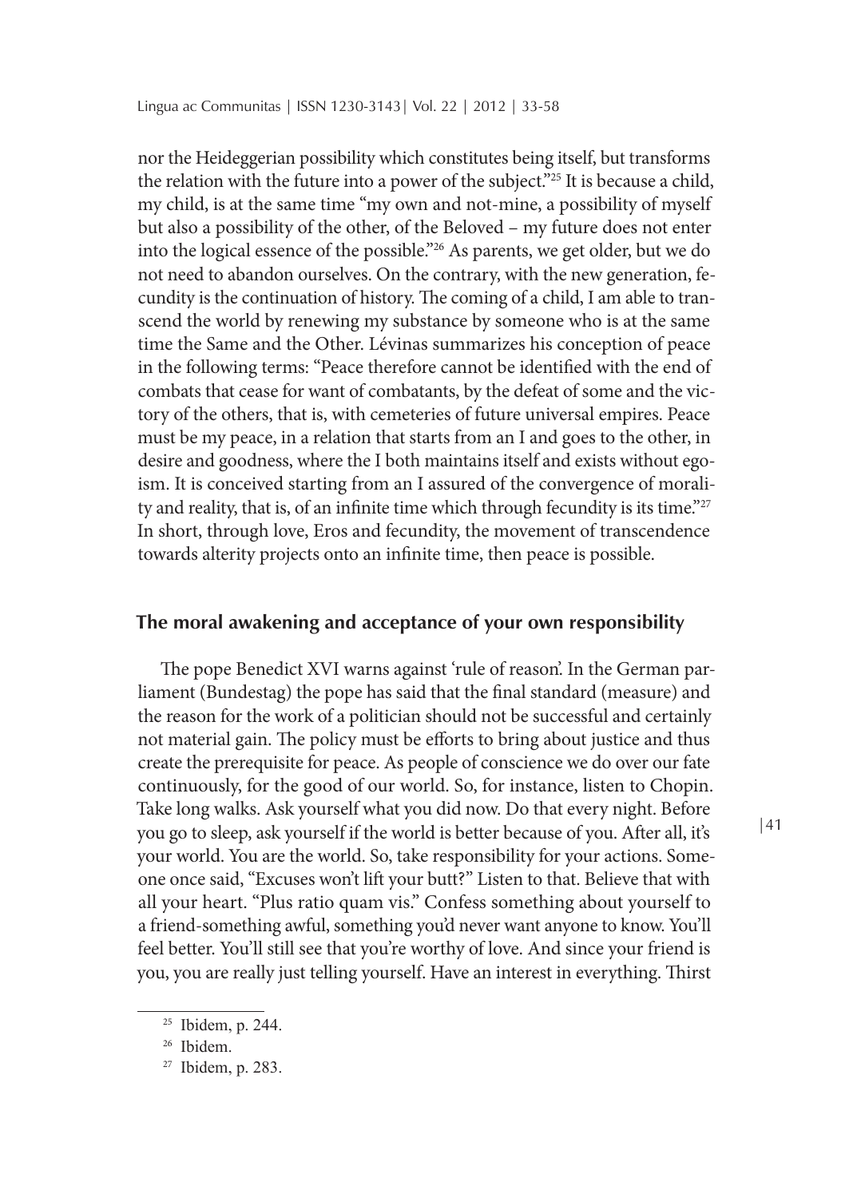nor the Heideggerian possibility which constitutes being itself, but transforms the relation with the future into a power of the subject."[25] It is because a child, my child, is at the same time "my own and not-mine, a possibility of myself but also a possibility of the other, of the Beloved – my future does not enter into the logical essence of the possible."[26] As parents, we get older, but we do not need to abandon ourselves. On the contrary, with the new generation, fecundity is the continuation of history. The coming of a child, I am able to transcend the world by renewing my substance by someone who is at the same time the Same and the Other. Lévinas summarizes his conception of peace in the following terms: "Peace therefore cannot be identified with the end of combats that cease for want of combatants, by the defeat of some and the victory of the others, that is, with cemeteries of future universal empires. Peace must be my peace, in a relation that starts from an I and goes to the other, in desire and goodness, where the I both maintains itself and exists without egoism. It is conceived starting from an I assured of the convergence of morality and reality, that is, of an infinite time which through fecundity is its time."[27] In short, through love, Eros and fecundity, the movement of transcendence towards alterity projects onto an infinite time, then peace is possible.

## The moral awakening and acceptance of your own responsibility

The pope Benedict XVI warns against 'rule of reason'. In the German parliament (Bundestag) the pope has said that the final standard (measure) and the reason for the work of a politician should not be successful and certainly not material gain. The policy must be efforts to bring about justice and thus create the prerequisite for peace. As people of conscience we do over our fate continuously, for the good of our world. So, for instance, listen to Chopin. Take long walks. Ask yourself what you did now. Do that every night. Before you go to sleep, ask yourself if the world is better because of you. After all, it's your world. You are the world. So, take responsibility for your actions. Someone once said, "Excuses won't lift your butt?" Listen to that. Believe that with all your heart. "Plus ratio quam vis." Confess something about yourself to a friend-something awful, something you'd never want anyone to know. You'll feel better. You'll still see that you're worthy of love. And since your friend is you, you are really just telling yourself. Have an interest in everything. Thirst

---

[25] Ibidem, p. 244.

[26] Ibidem.

[27] Ibidem, p. 283.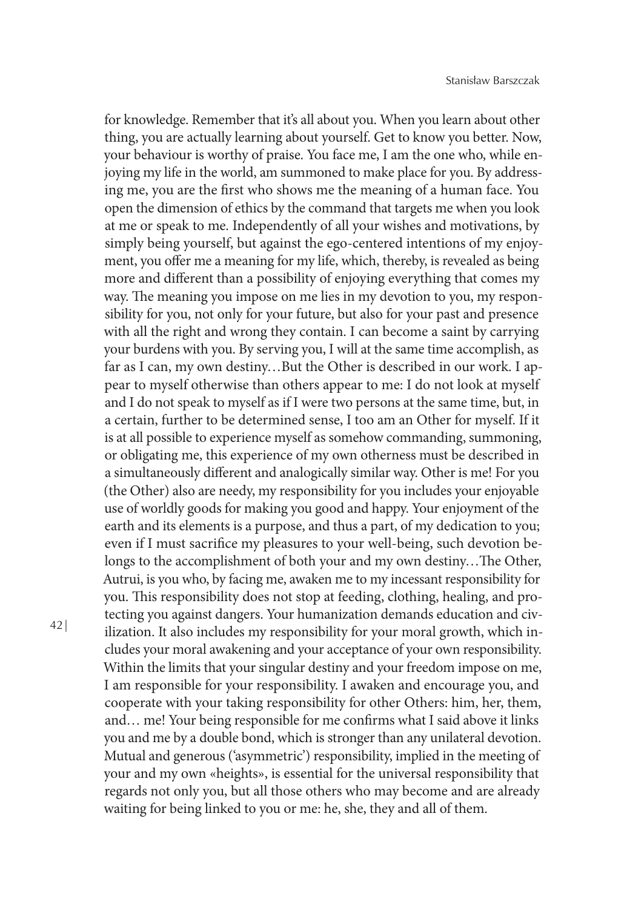for knowledge. Remember that it's all about you. When you learn about other thing, you are actually learning about yourself. Get to know you better. Now, your behaviour is worthy of praise. You face me, I am the one who, while enjoying my life in the world, am summoned to make place for you. By addressing me, you are the first who shows me the meaning of a human face. You open the dimension of ethics by the command that targets me when you look at me or speak to me. Independently of all your wishes and motivations, by simply being yourself, but against the ego-centered intentions of my enjoyment, you offer me a meaning for my life, which, thereby, is revealed as being more and different than a possibility of enjoying everything that comes my way. The meaning you impose on me lies in my devotion to you, my responsibility for you, not only for your future, but also for your past and presence with all the right and wrong they contain. I can become a saint by carrying your burdens with you. By serving you, I will at the same time accomplish, as far as I can, my own destiny…But the Other is described in our work. I appear to myself otherwise than others appear to me: I do not look at myself and I do not speak to myself as if I were two persons at the same time, but, in a certain, further to be determined sense, I too am an Other for myself. If it is at all possible to experience myself as somehow commanding, summoning, or obligating me, this experience of my own otherness must be described in a simultaneously different and analogically similar way. Other is me! For you (the Other) also are needy, my responsibility for you includes your enjoyable use of worldly goods for making you good and happy. Your enjoyment of the earth and its elements is a purpose, and thus a part, of my dedication to you; even if I must sacrifice my pleasures to your well-being, such devotion belongs to the accomplishment of both your and my own destiny…The Other, Autrui, is you who, by facing me, awaken me to my incessant responsibility for you. This responsibility does not stop at feeding, clothing, healing, and protecting you against dangers. Your humanization demands education and civilization. It also includes my responsibility for your moral growth, which includes your moral awakening and your acceptance of your own responsibility. Within the limits that your singular destiny and your freedom impose on me, I am responsible for your responsibility. I awaken and encourage you, and cooperate with your taking responsibility for other Others: him, her, them, and… me! Your being responsible for me confirms what I said above it links you and me by a double bond, which is stronger than any unilateral devotion. Mutual and generous ('asymmetric') responsibility, implied in the meeting of your and my own «heights», is essential for the universal responsibility that regards not only you, but all those others who may become and are already waiting for being linked to you or me: he, she, they and all of them.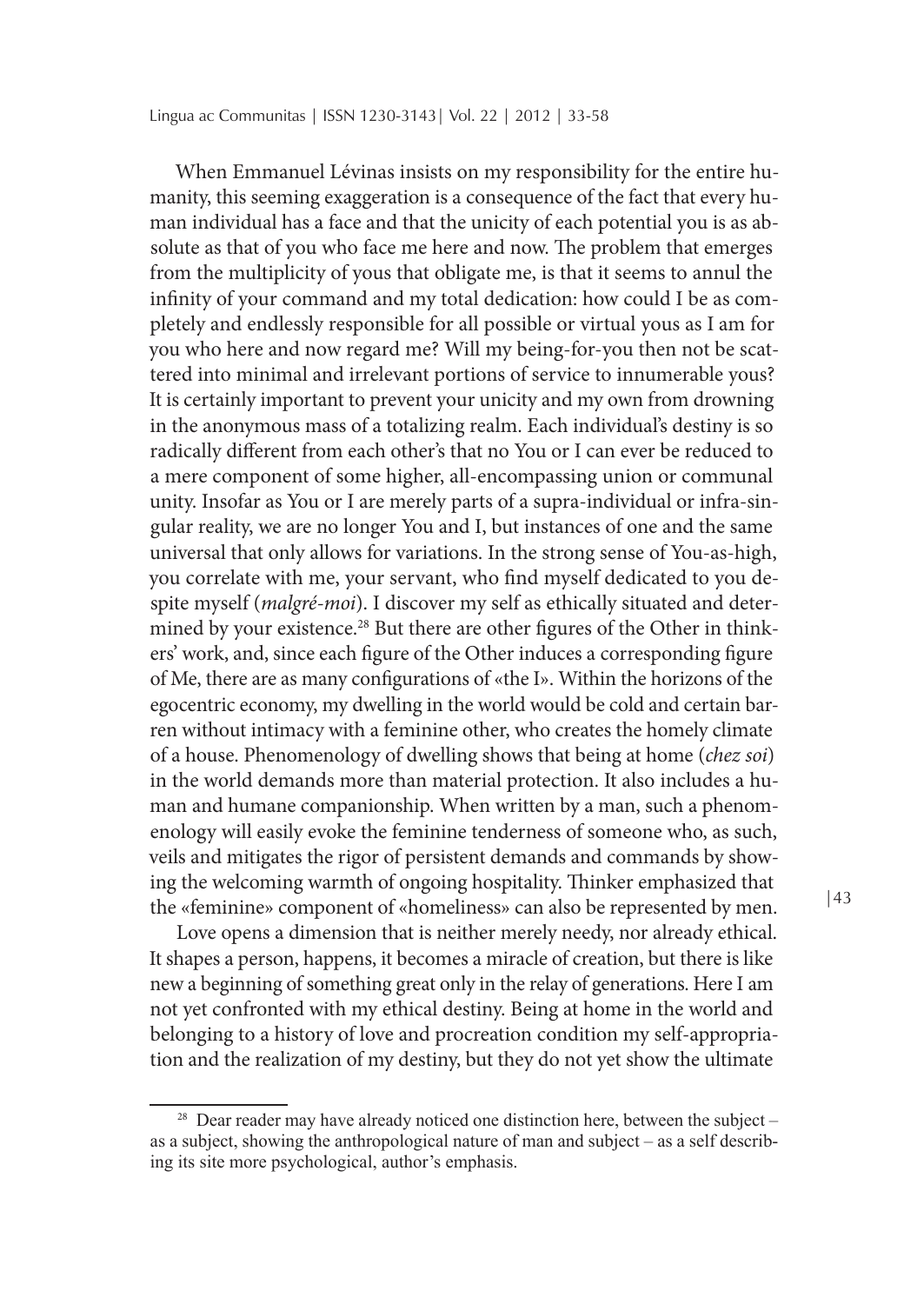When Emmanuel Lévinas insists on my responsibility for the entire humanity, this seeming exaggeration is a consequence of the fact that every human individual has a face and that the unicity of each potential you is as absolute as that of you who face me here and now. The problem that emerges from the multiplicity of yous that obligate me, is that it seems to annul the infinity of your command and my total dedication: how could I be as completely and endlessly responsible for all possible or virtual yous as I am for you who here and now regard me? Will my being-for-you then not be scattered into minimal and irrelevant portions of service to innumerable yous? It is certainly important to prevent your unicity and my own from drowning in the anonymous mass of a totalizing realm. Each individual's destiny is so radically different from each other's that no You or I can ever be reduced to a mere component of some higher, all-encompassing union or communal unity. Insofar as You or I are merely parts of a supra-individual or infra-singular reality, we are no longer You and I, but instances of one and the same universal that only allows for variations. In the strong sense of You-as-high, you correlate with me, your servant, who find myself dedicated to you despite myself (*malgré-moi*). I discover my self as ethically situated and determined by your existence.[28] But there are other figures of the Other in thinkers' work, and, since each figure of the Other induces a corresponding figure of Me, there are as many configurations of «the I». Within the horizons of the egocentric economy, my dwelling in the world would be cold and certain barren without intimacy with a feminine other, who creates the homely climate of a house. Phenomenology of dwelling shows that being at home (*chez soi*) in the world demands more than material protection. It also includes a human and humane companionship. When written by a man, such a phenomenology will easily evoke the feminine tenderness of someone who, as such, veils and mitigates the rigor of persistent demands and commands by showing the welcoming warmth of ongoing hospitality. Thinker emphasized that the «feminine» component of «homeliness» can also be represented by men.

Love opens a dimension that is neither merely needy, nor already ethical. It shapes a person, happens, it becomes a miracle of creation, but there is like new a beginning of something great only in the relay of generations. Here I am not yet confronted with my ethical destiny. Being at home in the world and belonging to a history of love and procreation condition my self-appropriation and the realization of my destiny, but they do not yet show the ultimate

[28] Dear reader may have already noticed one distinction here, between the subject – as a subject, showing the anthropological nature of man and subject – as a self describing its site more psychological, author's emphasis.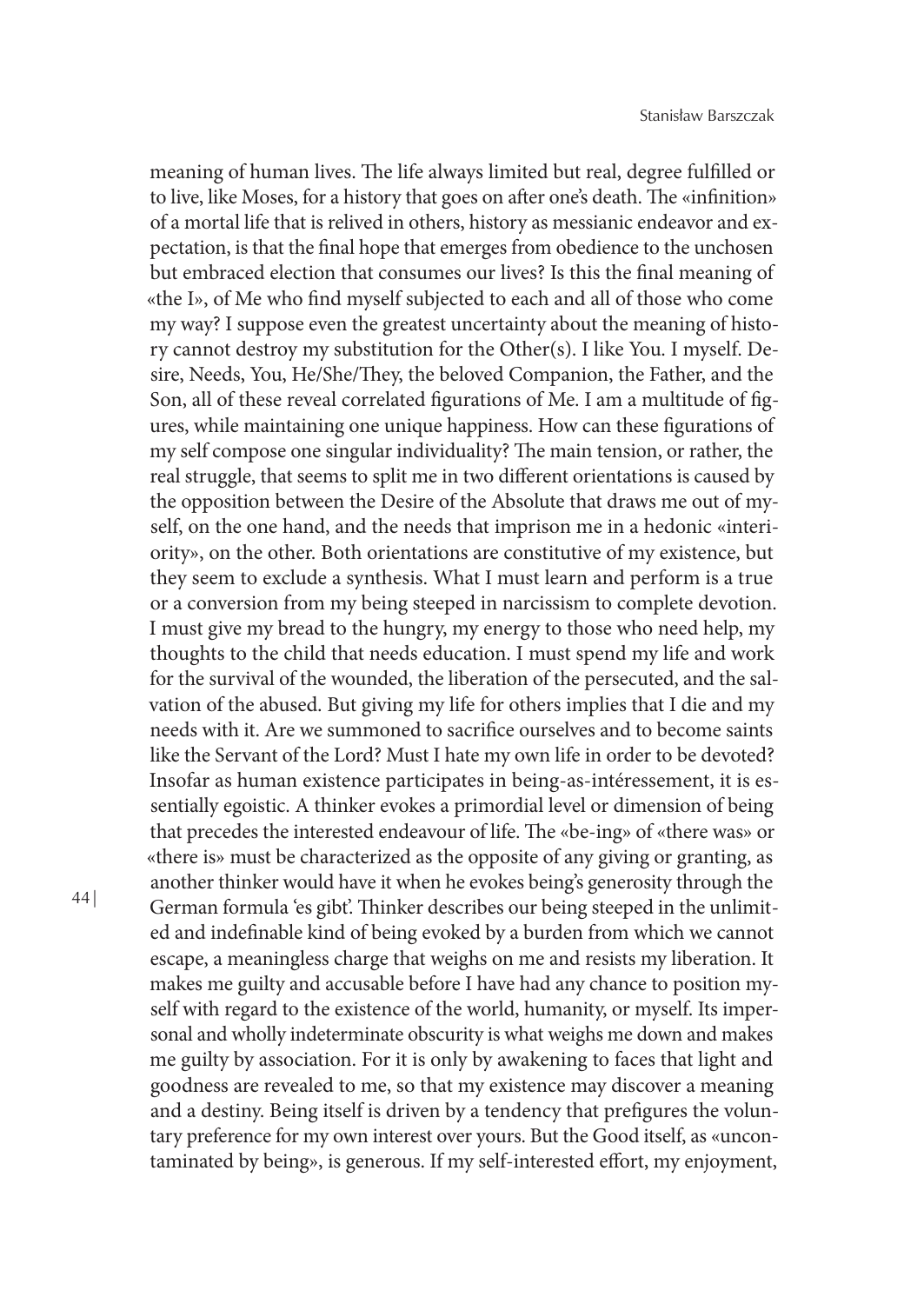meaning of human lives. The life always limited but real, degree fulfilled or to live, like Moses, for a history that goes on after one's death. The «infinition» of a mortal life that is relived in others, history as messianic endeavor and expectation, is that the final hope that emerges from obedience to the unchosen but embraced election that consumes our lives? Is this the final meaning of «the I», of Me who find myself subjected to each and all of those who come my way? I suppose even the greatest uncertainty about the meaning of history cannot destroy my substitution for the Other(s). I like You. I myself. Desire, Needs, You, He/She/They, the beloved Companion, the Father, and the Son, all of these reveal correlated figurations of Me. I am a multitude of figures, while maintaining one unique happiness. How can these figurations of my self compose one singular individuality? The main tension, or rather, the real struggle, that seems to split me in two different orientations is caused by the opposition between the Desire of the Absolute that draws me out of myself, on the one hand, and the needs that imprison me in a hedonic «interiority», on the other. Both orientations are constitutive of my existence, but they seem to exclude a synthesis. What I must learn and perform is a true or a conversion from my being steeped in narcissism to complete devotion. I must give my bread to the hungry, my energy to those who need help, my thoughts to the child that needs education. I must spend my life and work for the survival of the wounded, the liberation of the persecuted, and the salvation of the abused. But giving my life for others implies that I die and my needs with it. Are we summoned to sacrifice ourselves and to become saints like the Servant of the Lord? Must I hate my own life in order to be devoted? Insofar as human existence participates in being-as-intéressement, it is essentially egoistic. A thinker evokes a primordial level or dimension of being that precedes the interested endeavour of life. The «be-ing» of «there was» or «there is» must be characterized as the opposite of any giving or granting, as another thinker would have it when he evokes being's generosity through the German formula 'es gibt'. Thinker describes our being steeped in the unlimited and indefinable kind of being evoked by a burden from which we cannot escape, a meaningless charge that weighs on me and resists my liberation. It makes me guilty and accusable before I have had any chance to position myself with regard to the existence of the world, humanity, or myself. Its impersonal and wholly indeterminate obscurity is what weighs me down and makes me guilty by association. For it is only by awakening to faces that light and goodness are revealed to me, so that my existence may discover a meaning and a destiny. Being itself is driven by a tendency that prefigures the voluntary preference for my own interest over yours. But the Good itself, as «uncontaminated by being», is generous. If my self-interested effort, my enjoyment,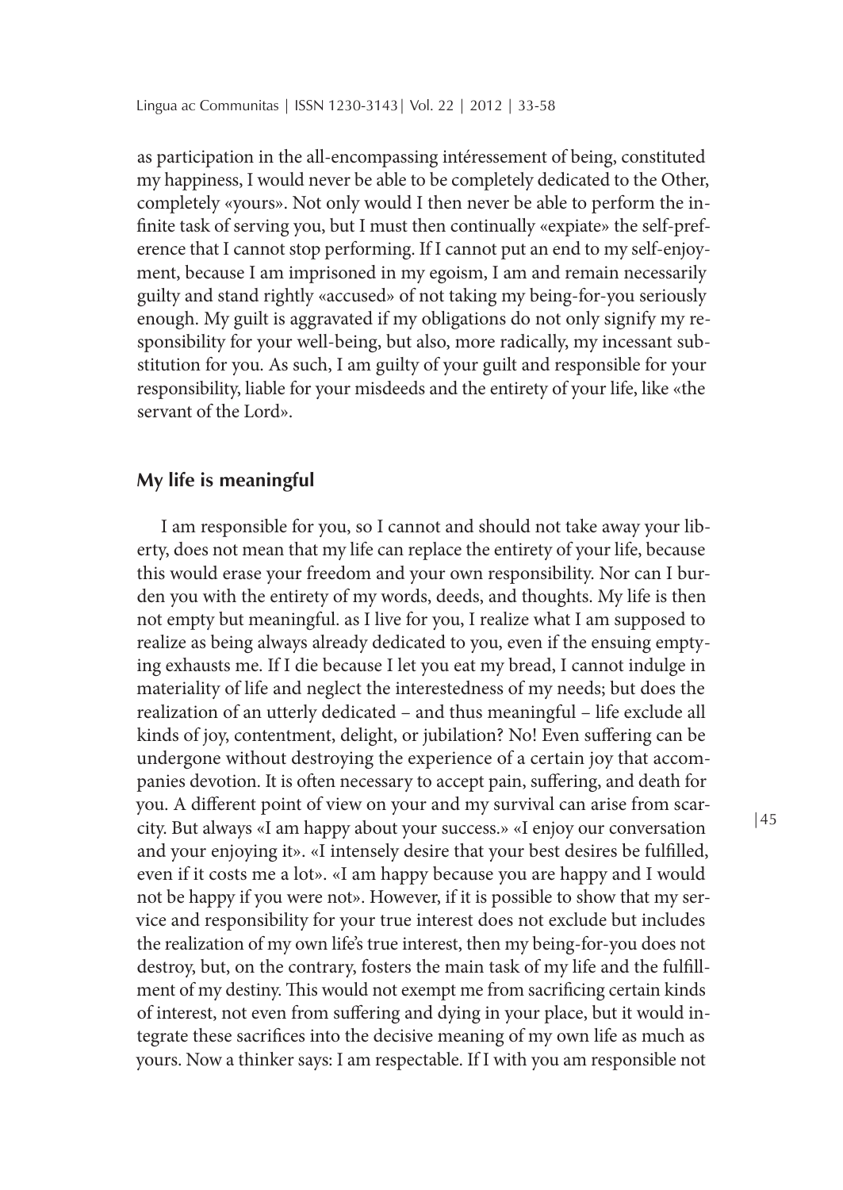as participation in the all-encompassing intéressement of being, constituted my happiness, I would never be able to be completely dedicated to the Other, completely «yours». Not only would I then never be able to perform the infinite task of serving you, but I must then continually «expiate» the self-preference that I cannot stop performing. If I cannot put an end to my self-enjoyment, because I am imprisoned in my egoism, I am and remain necessarily guilty and stand rightly «accused» of not taking my being-for-you seriously enough. My guilt is aggravated if my obligations do not only signify my responsibility for your well-being, but also, more radically, my incessant substitution for you. As such, I am guilty of your guilt and responsible for your responsibility, liable for your misdeeds and the entirety of your life, like «the servant of the Lord».

## My life is meaningful

I am responsible for you, so I cannot and should not take away your liberty, does not mean that my life can replace the entirety of your life, because this would erase your freedom and your own responsibility. Nor can I burden you with the entirety of my words, deeds, and thoughts. My life is then not empty but meaningful. as I live for you, I realize what I am supposed to realize as being always already dedicated to you, even if the ensuing emptying exhausts me. If I die because I let you eat my bread, I cannot indulge in materiality of life and neglect the interestedness of my needs; but does the realization of an utterly dedicated – and thus meaningful – life exclude all kinds of joy, contentment, delight, or jubilation? No! Even suffering can be undergone without destroying the experience of a certain joy that accompanies devotion. It is often necessary to accept pain, suffering, and death for you. A different point of view on your and my survival can arise from scarcity. But always «I am happy about your success.» «I enjoy our conversation and your enjoying it». «I intensely desire that your best desires be fulfilled, even if it costs me a lot». «I am happy because you are happy and I would not be happy if you were not». However, if it is possible to show that my service and responsibility for your true interest does not exclude but includes the realization of my own life's true interest, then my being-for-you does not destroy, but, on the contrary, fosters the main task of my life and the fulfillment of my destiny. This would not exempt me from sacrificing certain kinds of interest, not even from suffering and dying in your place, but it would integrate these sacrifices into the decisive meaning of my own life as much as yours. Now a thinker says: I am respectable. If I with you am responsible not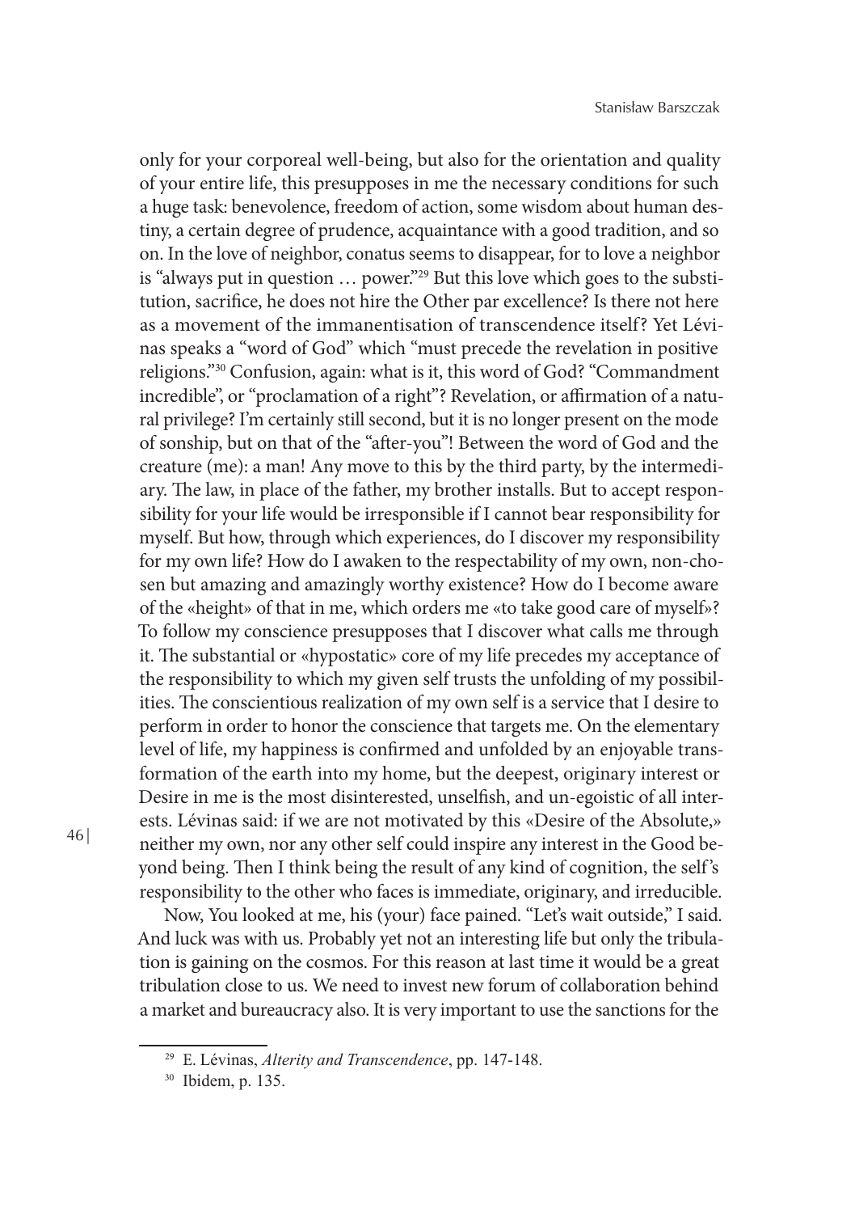only for your corporeal well-being, but also for the orientation and quality of your entire life, this presupposes in me the necessary conditions for such a huge task: benevolence, freedom of action, some wisdom about human destiny, a certain degree of prudence, acquaintance with a good tradition, and so on. In the love of neighbor, conatus seems to disappear, for to love a neighbor is "always put in question … power."[29] But this love which goes to the substitution, sacrifice, he does not hire the Other par excellence? Is there not here as a movement of the immanentisation of transcendence itself? Yet Lévinas speaks a "word of God" which "must precede the revelation in positive religions."[30] Confusion, again: what is it, this word of God? "Commandment incredible", or "proclamation of a right"? Revelation, or affirmation of a natural privilege? I'm certainly still second, but it is no longer present on the mode of sonship, but on that of the "after-you"! Between the word of God and the creature (me): a man! Any move to this by the third party, by the intermediary. The law, in place of the father, my brother installs. But to accept responsibility for your life would be irresponsible if I cannot bear responsibility for myself. But how, through which experiences, do I discover my responsibility for my own life? How do I awaken to the respectability of my own, non-chosen but amazing and amazingly worthy existence? How do I become aware of the «height» of that in me, which orders me «to take good care of myself»? To follow my conscience presupposes that I discover what calls me through it. The substantial or «hypostatic» core of my life precedes my acceptance of the responsibility to which my given self trusts the unfolding of my possibilities. The conscientious realization of my own self is a service that I desire to perform in order to honor the conscience that targets me. On the elementary level of life, my happiness is confirmed and unfolded by an enjoyable transformation of the earth into my home, but the deepest, originary interest or Desire in me is the most disinterested, unselfish, and un-egoistic of all interests. Lévinas said: if we are not motivated by this «Desire of the Absolute,» neither my own, nor any other self could inspire any interest in the Good beyond being. Then I think being the result of any kind of cognition, the self's responsibility to the other who faces is immediate, originary, and irreducible.

Now, You looked at me, his (your) face pained. "Let's wait outside," I said. And luck was with us. Probably yet not an interesting life but only the tribulation is gaining on the cosmos. For this reason at last time it would be a great tribulation close to us. We need to invest new forum of collaboration behind a market and bureaucracy also. It is very important to use the sanctions for the

---

[29] E. Lévinas, *Alterity and Transcendence*, pp. 147-148.

[30] Ibidem, p. 135.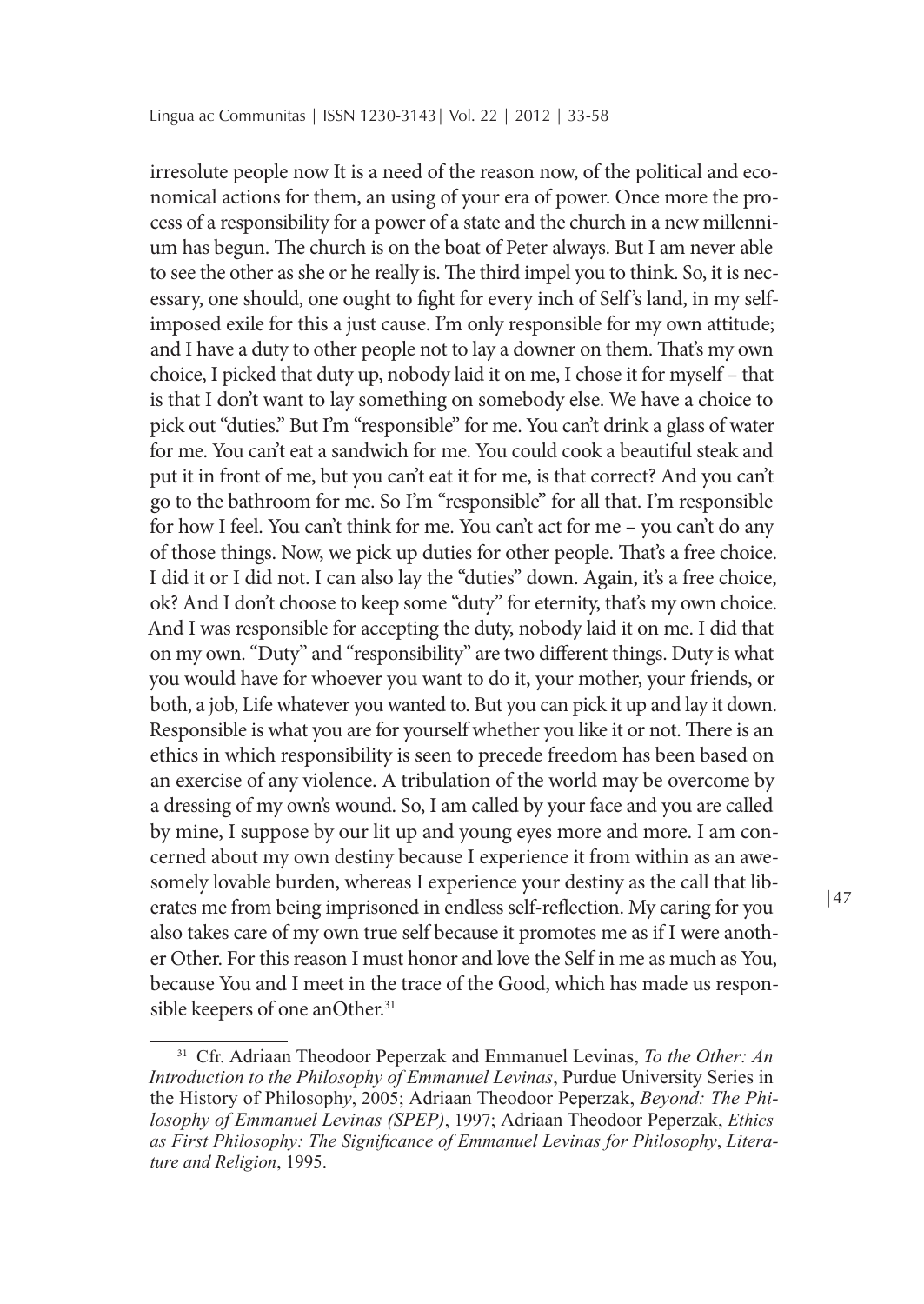irresolute people now It is a need of the reason now, of the political and economical actions for them, an using of your era of power. Once more the process of a responsibility for a power of a state and the church in a new millennium has begun. The church is on the boat of Peter always. But I am never able to see the other as she or he really is. The third impel you to think. So, it is necessary, one should, one ought to fight for every inch of Self's land, in my self-imposed exile for this a just cause. I'm only responsible for my own attitude; and I have a duty to other people not to lay a downer on them. That's my own choice, I picked that duty up, nobody laid it on me, I chose it for myself – that is that I don't want to lay something on somebody else. We have a choice to pick out "duties." But I'm "responsible" for me. You can't drink a glass of water for me. You can't eat a sandwich for me. You could cook a beautiful steak and put it in front of me, but you can't eat it for me, is that correct? And you can't go to the bathroom for me. So I'm "responsible" for all that. I'm responsible for how I feel. You can't think for me. You can't act for me – you can't do any of those things. Now, we pick up duties for other people. That's a free choice. I did it or I did not. I can also lay the "duties" down. Again, it's a free choice, ok? And I don't choose to keep some "duty" for eternity, that's my own choice. And I was responsible for accepting the duty, nobody laid it on me. I did that on my own. "Duty" and "responsibility" are two different things. Duty is what you would have for whoever you want to do it, your mother, your friends, or both, a job, Life whatever you wanted to. But you can pick it up and lay it down. Responsible is what you are for yourself whether you like it or not. There is an ethics in which responsibility is seen to precede freedom has been based on an exercise of any violence. A tribulation of the world may be overcome by a dressing of my own's wound. So, I am called by your face and you are called by mine, I suppose by our lit up and young eyes more and more. I am concerned about my own destiny because I experience it from within as an awesomely lovable burden, whereas I experience your destiny as the call that liberates me from being imprisoned in endless self-reflection. My caring for you also takes care of my own true self because it promotes me as if I were another Other. For this reason I must honor and love the Self in me as much as You, because You and I meet in the trace of the Good, which has made us responsible keepers of one anOther.[31]

---

[31] Cfr. Adriaan Theodoor Peperzak and Emmanuel Levinas, *To the Other: An Introduction to the Philosophy of Emmanuel Levinas*, Purdue University Series in the History of Philosoph*y*, 2005; Adriaan Theodoor Peperzak, *Beyond: The Philosophy of Emmanuel Levinas (SPEP)*, 1997; Adriaan Theodoor Peperzak, *Ethics as First Philosophy: The Significance of Emmanuel Levinas for Philosophy*, *Literature and Religion*, 1995.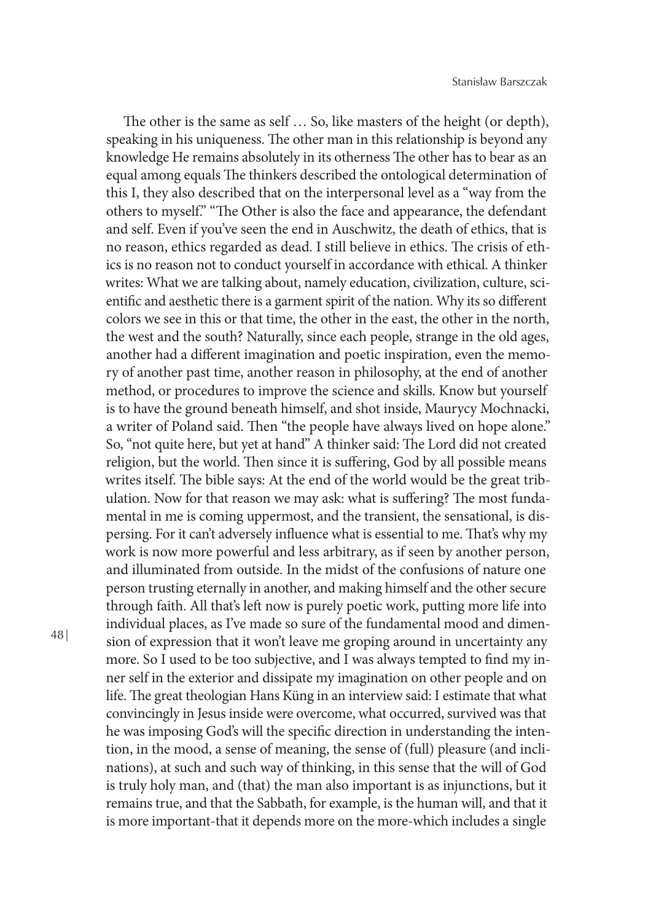The other is the same as self … So, like masters of the height (or depth), speaking in his uniqueness. The other man in this relationship is beyond any knowledge He remains absolutely in its otherness The other has to bear as an equal among equals The thinkers described the ontological determination of this I, they also described that on the interpersonal level as a "way from the others to myself." "The Other is also the face and appearance, the defendant and self. Even if you've seen the end in Auschwitz, the death of ethics, that is no reason, ethics regarded as dead. I still believe in ethics. The crisis of ethics is no reason not to conduct yourself in accordance with ethical. A thinker writes: What we are talking about, namely education, civilization, culture, scientific and aesthetic there is a garment spirit of the nation. Why its so different colors we see in this or that time, the other in the east, the other in the north, the west and the south? Naturally, since each people, strange in the old ages, another had a different imagination and poetic inspiration, even the memory of another past time, another reason in philosophy, at the end of another method, or procedures to improve the science and skills. Know but yourself is to have the ground beneath himself, and shot inside, Maurycy Mochnacki, a writer of Poland said. Then "the people have always lived on hope alone." So, "not quite here, but yet at hand" A thinker said: The Lord did not created religion, but the world. Then since it is suffering, God by all possible means writes itself. The bible says: At the end of the world would be the great tribulation. Now for that reason we may ask: what is suffering? The most fundamental in me is coming uppermost, and the transient, the sensational, is dispersing. For it can't adversely influence what is essential to me. That's why my work is now more powerful and less arbitrary, as if seen by another person, and illuminated from outside. In the midst of the confusions of nature one person trusting eternally in another, and making himself and the other secure through faith. All that's left now is purely poetic work, putting more life into individual places, as I've made so sure of the fundamental mood and dimension of expression that it won't leave me groping around in uncertainty any more. So I used to be too subjective, and I was always tempted to find my inner self in the exterior and dissipate my imagination on other people and on life. The great theologian Hans Küng in an interview said: I estimate that what convincingly in Jesus inside were overcome, what occurred, survived was that he was imposing God's will the specific direction in understanding the intention, in the mood, a sense of meaning, the sense of (full) pleasure (and inclinations), at such and such way of thinking, in this sense that the will of God is truly holy man, and (that) the man also important is as injunctions, but it remains true, and that the Sabbath, for example, is the human will, and that it is more important-that it depends more on the more-which includes a single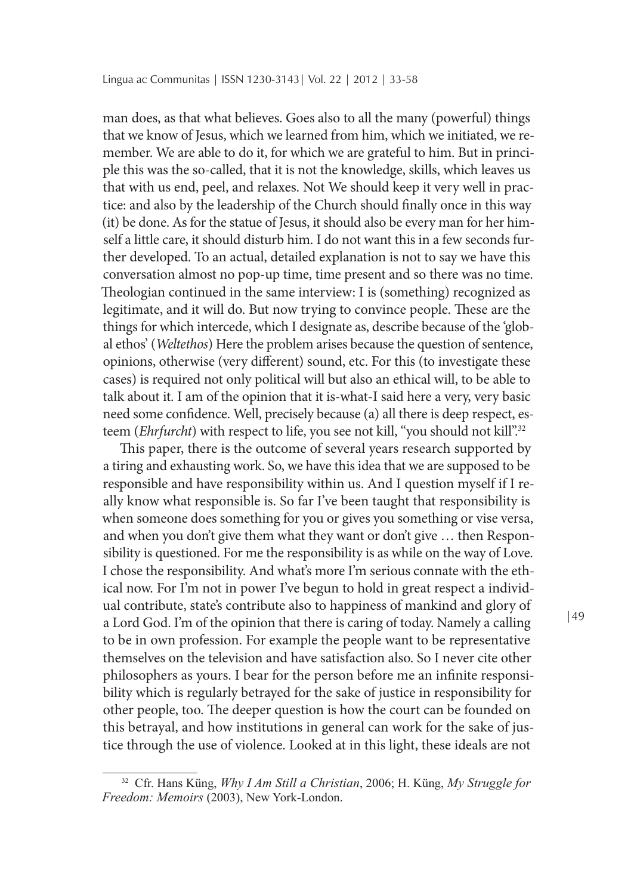man does, as that what believes. Goes also to all the many (powerful) things that we know of Jesus, which we learned from him, which we initiated, we remember. We are able to do it, for which we are grateful to him. But in principle this was the so-called, that it is not the knowledge, skills, which leaves us that with us end, peel, and relaxes. Not We should keep it very well in practice: and also by the leadership of the Church should finally once in this way (it) be done. As for the statue of Jesus, it should also be every man for her himself a little care, it should disturb him. I do not want this in a few seconds further developed. To an actual, detailed explanation is not to say we have this conversation almost no pop-up time, time present and so there was no time. Theologian continued in the same interview: I is (something) recognized as legitimate, and it will do. But now trying to convince people. These are the things for which intercede, which I designate as, describe because of the 'global ethos' (*Weltethos*) Here the problem arises because the question of sentence, opinions, otherwise (very different) sound, etc. For this (to investigate these cases) is required not only political will but also an ethical will, to be able to talk about it. I am of the opinion that it is-what-I said here a very, very basic need some confidence. Well, precisely because (a) all there is deep respect, esteem (*Ehrfurcht*) with respect to life, you see not kill, "you should not kill".[32]

This paper, there is the outcome of several years research supported by a tiring and exhausting work. So, we have this idea that we are supposed to be responsible and have responsibility within us. And I question myself if I really know what responsible is. So far I've been taught that responsibility is when someone does something for you or gives you something or vise versa, and when you don't give them what they want or don't give … then Responsibility is questioned. For me the responsibility is as while on the way of Love. I chose the responsibility. And what's more I'm serious connate with the ethical now. For I'm not in power I've begun to hold in great respect a individual contribute, state's contribute also to happiness of mankind and glory of a Lord God. I'm of the opinion that there is caring of today. Namely a calling to be in own profession. For example the people want to be representative themselves on the television and have satisfaction also. So I never cite other philosophers as yours. I bear for the person before me an infinite responsibility which is regularly betrayed for the sake of justice in responsibility for other people, too. The deeper question is how the court can be founded on this betrayal, and how institutions in general can work for the sake of justice through the use of violence. Looked at in this light, these ideals are not

---

[32] Cfr. Hans Küng, *Why I Am Still a Christian*, 2006; H. Küng, *My Struggle for Freedom: Memoirs* (2003), New York-London.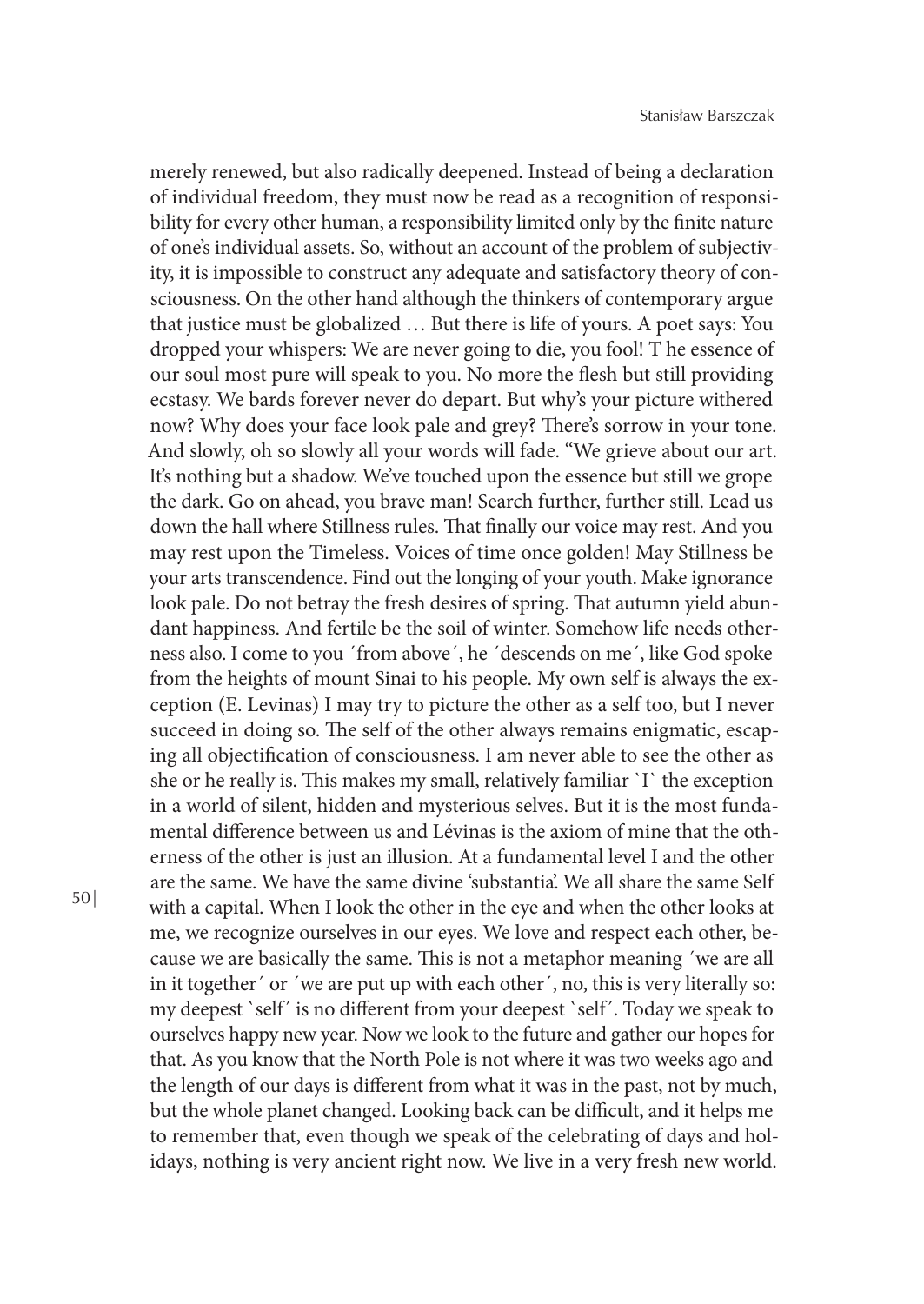merely renewed, but also radically deepened. Instead of being a declaration of individual freedom, they must now be read as a recognition of responsibility for every other human, a responsibility limited only by the finite nature of one's individual assets. So, without an account of the problem of subjectivity, it is impossible to construct any adequate and satisfactory theory of consciousness. On the other hand although the thinkers of contemporary argue that justice must be globalized … But there is life of yours. A poet says: You dropped your whispers: We are never going to die, you fool! T he essence of our soul most pure will speak to you. No more the flesh but still providing ecstasy. We bards forever never do depart. But why's your picture withered now? Why does your face look pale and grey? There's sorrow in your tone. And slowly, oh so slowly all your words will fade. "We grieve about our art. It's nothing but a shadow. We've touched upon the essence but still we grope the dark. Go on ahead, you brave man! Search further, further still. Lead us down the hall where Stillness rules. That finally our voice may rest. And you may rest upon the Timeless. Voices of time once golden! May Stillness be your arts transcendence. Find out the longing of your youth. Make ignorance look pale. Do not betray the fresh desires of spring. That autumn yield abundant happiness. And fertile be the soil of winter. Somehow life needs otherness also. I come to you ´from above´, he ´descends on me´, like God spoke from the heights of mount Sinai to his people. My own self is always the exception (E. Levinas) I may try to picture the other as a self too, but I never succeed in doing so. The self of the other always remains enigmatic, escaping all objectification of consciousness. I am never able to see the other as she or he really is. This makes my small, relatively familiar `I` the exception in a world of silent, hidden and mysterious selves. But it is the most fundamental difference between us and Lévinas is the axiom of mine that the otherness of the other is just an illusion. At a fundamental level I and the other are the same. We have the same divine 'substantia'. We all share the same Self with a capital. When I look the other in the eye and when the other looks at me, we recognize ourselves in our eyes. We love and respect each other, because we are basically the same. This is not a metaphor meaning ´we are all in it together´ or ´we are put up with each other´, no, this is very literally so: my deepest `self´ is no different from your deepest `self´. Today we speak to ourselves happy new year. Now we look to the future and gather our hopes for that. As you know that the North Pole is not where it was two weeks ago and the length of our days is different from what it was in the past, not by much, but the whole planet changed. Looking back can be difficult, and it helps me to remember that, even though we speak of the celebrating of days and holidays, nothing is very ancient right now. We live in a very fresh new world.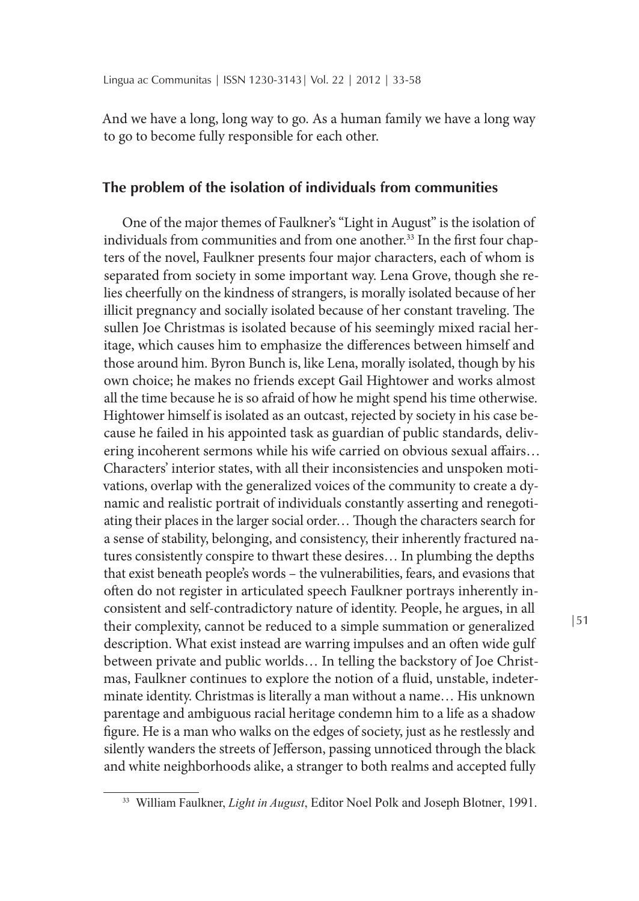And we have a long, long way to go. As a human family we have a long way to go to become fully responsible for each other.

## The problem of the isolation of individuals from communities

One of the major themes of Faulkner's "Light in August" is the isolation of individuals from communities and from one another.[33] In the first four chapters of the novel, Faulkner presents four major characters, each of whom is separated from society in some important way. Lena Grove, though she relies cheerfully on the kindness of strangers, is morally isolated because of her illicit pregnancy and socially isolated because of her constant traveling. The sullen Joe Christmas is isolated because of his seemingly mixed racial heritage, which causes him to emphasize the differences between himself and those around him. Byron Bunch is, like Lena, morally isolated, though by his own choice; he makes no friends except Gail Hightower and works almost all the time because he is so afraid of how he might spend his time otherwise. Hightower himself is isolated as an outcast, rejected by society in his case because he failed in his appointed task as guardian of public standards, delivering incoherent sermons while his wife carried on obvious sexual affairs… Characters' interior states, with all their inconsistencies and unspoken motivations, overlap with the generalized voices of the community to create a dynamic and realistic portrait of individuals constantly asserting and renegotiating their places in the larger social order… Though the characters search for a sense of stability, belonging, and consistency, their inherently fractured natures consistently conspire to thwart these desires… In plumbing the depths that exist beneath people's words – the vulnerabilities, fears, and evasions that often do not register in articulated speech Faulkner portrays inherently inconsistent and self-contradictory nature of identity. People, he argues, in all their complexity, cannot be reduced to a simple summation or generalized description. What exist instead are warring impulses and an often wide gulf between private and public worlds… In telling the backstory of Joe Christmas, Faulkner continues to explore the notion of a fluid, unstable, indeterminate identity. Christmas is literally a man without a name… His unknown parentage and ambiguous racial heritage condemn him to a life as a shadow figure. He is a man who walks on the edges of society, just as he restlessly and silently wanders the streets of Jefferson, passing unnoticed through the black and white neighborhoods alike, a stranger to both realms and accepted fully

[33] William Faulkner, *Light in August*, Editor Noel Polk and Joseph Blotner, 1991.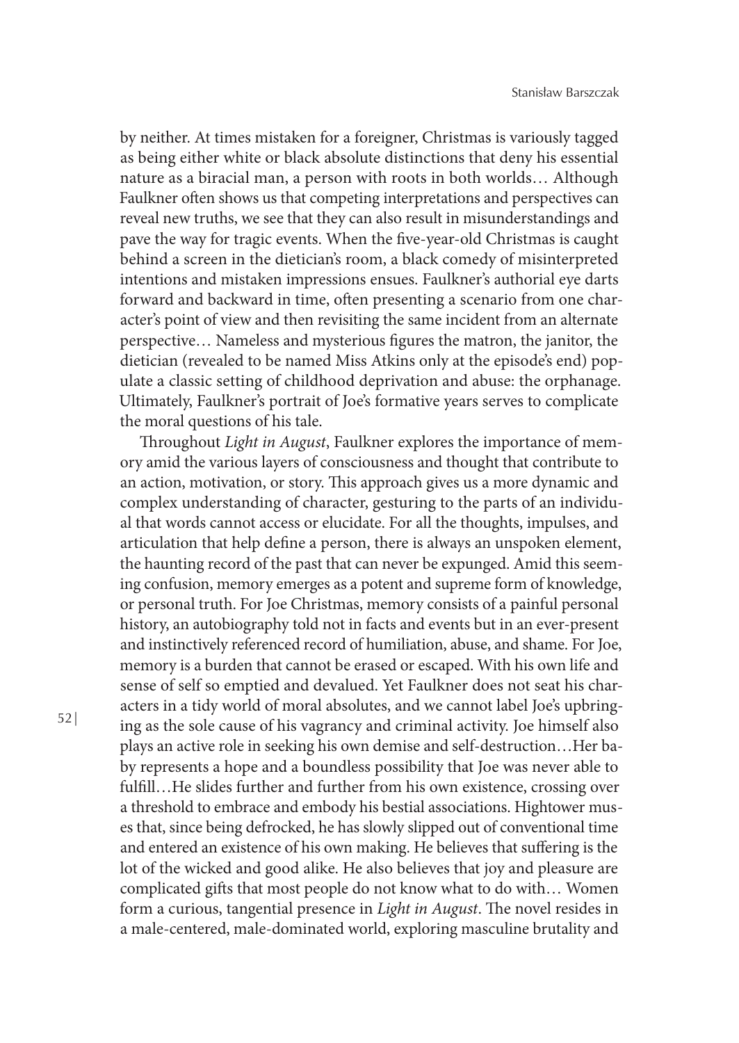by neither. At times mistaken for a foreigner, Christmas is variously tagged as being either white or black absolute distinctions that deny his essential nature as a biracial man, a person with roots in both worlds… Although Faulkner often shows us that competing interpretations and perspectives can reveal new truths, we see that they can also result in misunderstandings and pave the way for tragic events. When the five-year-old Christmas is caught behind a screen in the dietician's room, a black comedy of misinterpreted intentions and mistaken impressions ensues. Faulkner's authorial eye darts forward and backward in time, often presenting a scenario from one character's point of view and then revisiting the same incident from an alternate perspective… Nameless and mysterious figures the matron, the janitor, the dietician (revealed to be named Miss Atkins only at the episode's end) populate a classic setting of childhood deprivation and abuse: the orphanage. Ultimately, Faulkner's portrait of Joe's formative years serves to complicate the moral questions of his tale.

Throughout *Light in August*, Faulkner explores the importance of memory amid the various layers of consciousness and thought that contribute to an action, motivation, or story. This approach gives us a more dynamic and complex understanding of character, gesturing to the parts of an individual that words cannot access or elucidate. For all the thoughts, impulses, and articulation that help define a person, there is always an unspoken element, the haunting record of the past that can never be expunged. Amid this seeming confusion, memory emerges as a potent and supreme form of knowledge, or personal truth. For Joe Christmas, memory consists of a painful personal history, an autobiography told not in facts and events but in an ever-present and instinctively referenced record of humiliation, abuse, and shame. For Joe, memory is a burden that cannot be erased or escaped. With his own life and sense of self so emptied and devalued. Yet Faulkner does not seat his characters in a tidy world of moral absolutes, and we cannot label Joe's upbringing as the sole cause of his vagrancy and criminal activity. Joe himself also plays an active role in seeking his own demise and self-destruction…Her baby represents a hope and a boundless possibility that Joe was never able to fulfill…He slides further and further from his own existence, crossing over a threshold to embrace and embody his bestial associations. Hightower muses that, since being defrocked, he has slowly slipped out of conventional time and entered an existence of his own making. He believes that suffering is the lot of the wicked and good alike. He also believes that joy and pleasure are complicated gifts that most people do not know what to do with… Women form a curious, tangential presence in *Light in August*. The novel resides in a male-centered, male-dominated world, exploring masculine brutality and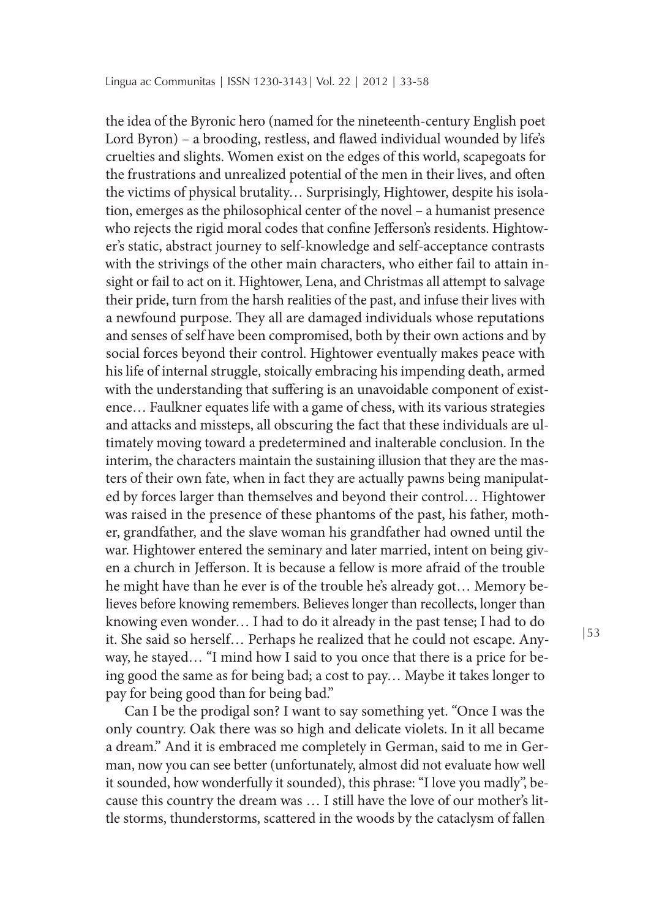the idea of the Byronic hero (named for the nineteenth-century English poet Lord Byron) – a brooding, restless, and flawed individual wounded by life's cruelties and slights. Women exist on the edges of this world, scapegoats for the frustrations and unrealized potential of the men in their lives, and often the victims of physical brutality… Surprisingly, Hightower, despite his isolation, emerges as the philosophical center of the novel – a humanist presence who rejects the rigid moral codes that confine Jefferson's residents. Hightower's static, abstract journey to self-knowledge and self-acceptance contrasts with the strivings of the other main characters, who either fail to attain insight or fail to act on it. Hightower, Lena, and Christmas all attempt to salvage their pride, turn from the harsh realities of the past, and infuse their lives with a newfound purpose. They all are damaged individuals whose reputations and senses of self have been compromised, both by their own actions and by social forces beyond their control. Hightower eventually makes peace with his life of internal struggle, stoically embracing his impending death, armed with the understanding that suffering is an unavoidable component of existence… Faulkner equates life with a game of chess, with its various strategies and attacks and missteps, all obscuring the fact that these individuals are ultimately moving toward a predetermined and inalterable conclusion. In the interim, the characters maintain the sustaining illusion that they are the masters of their own fate, when in fact they are actually pawns being manipulated by forces larger than themselves and beyond their control… Hightower was raised in the presence of these phantoms of the past, his father, mother, grandfather, and the slave woman his grandfather had owned until the war. Hightower entered the seminary and later married, intent on being given a church in Jefferson. It is because a fellow is more afraid of the trouble he might have than he ever is of the trouble he's already got… Memory believes before knowing remembers. Believes longer than recollects, longer than knowing even wonder… I had to do it already in the past tense; I had to do it. She said so herself… Perhaps he realized that he could not escape. Anyway, he stayed… "I mind how I said to you once that there is a price for being good the same as for being bad; a cost to pay… Maybe it takes longer to pay for being good than for being bad."

Can I be the prodigal son? I want to say something yet. "Once I was the only country. Oak there was so high and delicate violets. In it all became a dream." And it is embraced me completely in German, said to me in German, now you can see better (unfortunately, almost did not evaluate how well it sounded, how wonderfully it sounded), this phrase: "I love you madly", because this country the dream was … I still have the love of our mother's little storms, thunderstorms, scattered in the woods by the cataclysm of fallen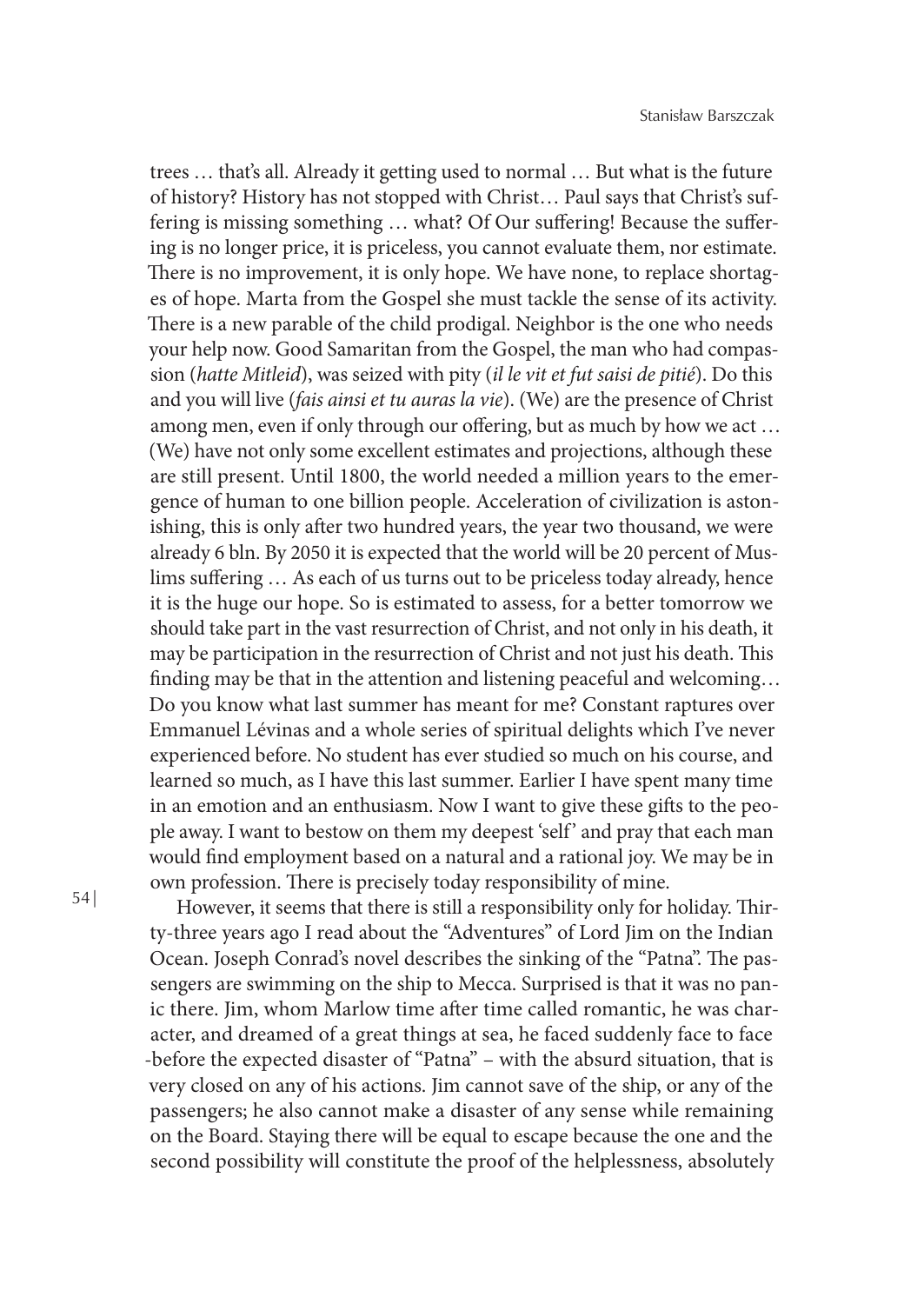trees … that's all. Already it getting used to normal … But what is the future of history? History has not stopped with Christ… Paul says that Christ's suffering is missing something … what? Of Our suffering! Because the suffering is no longer price, it is priceless, you cannot evaluate them, nor estimate. There is no improvement, it is only hope. We have none, to replace shortages of hope. Marta from the Gospel she must tackle the sense of its activity. There is a new parable of the child prodigal. Neighbor is the one who needs your help now. Good Samaritan from the Gospel, the man who had compassion (*hatte Mitleid*), was seized with pity (*il le vit et fut saisi de pitié*). Do this and you will live (*fais ainsi et tu auras la vie*). (We) are the presence of Christ among men, even if only through our offering, but as much by how we act … (We) have not only some excellent estimates and projections, although these are still present. Until 1800, the world needed a million years to the emergence of human to one billion people. Acceleration of civilization is astonishing, this is only after two hundred years, the year two thousand, we were already 6 bln. By 2050 it is expected that the world will be 20 percent of Muslims suffering … As each of us turns out to be priceless today already, hence it is the huge our hope. So is estimated to assess, for a better tomorrow we should take part in the vast resurrection of Christ, and not only in his death, it may be participation in the resurrection of Christ and not just his death. This finding may be that in the attention and listening peaceful and welcoming… Do you know what last summer has meant for me? Constant raptures over Emmanuel Lévinas and a whole series of spiritual delights which I've never experienced before. No student has ever studied so much on his course, and learned so much, as I have this last summer. Earlier I have spent many time in an emotion and an enthusiasm. Now I want to give these gifts to the people away. I want to bestow on them my deepest 'self' and pray that each man would find employment based on a natural and a rational joy. We may be in own profession. There is precisely today responsibility of mine.

However, it seems that there is still a responsibility only for holiday. Thirty-three years ago I read about the "Adventures" of Lord Jim on the Indian Ocean. Joseph Conrad's novel describes the sinking of the "Patna". The passengers are swimming on the ship to Mecca. Surprised is that it was no panic there. Jim, whom Marlow time after time called romantic, he was character, and dreamed of a great things at sea, he faced suddenly face to face -before the expected disaster of "Patna" – with the absurd situation, that is very closed on any of his actions. Jim cannot save of the ship, or any of the passengers; he also cannot make a disaster of any sense while remaining on the Board. Staying there will be equal to escape because the one and the second possibility will constitute the proof of the helplessness, absolutely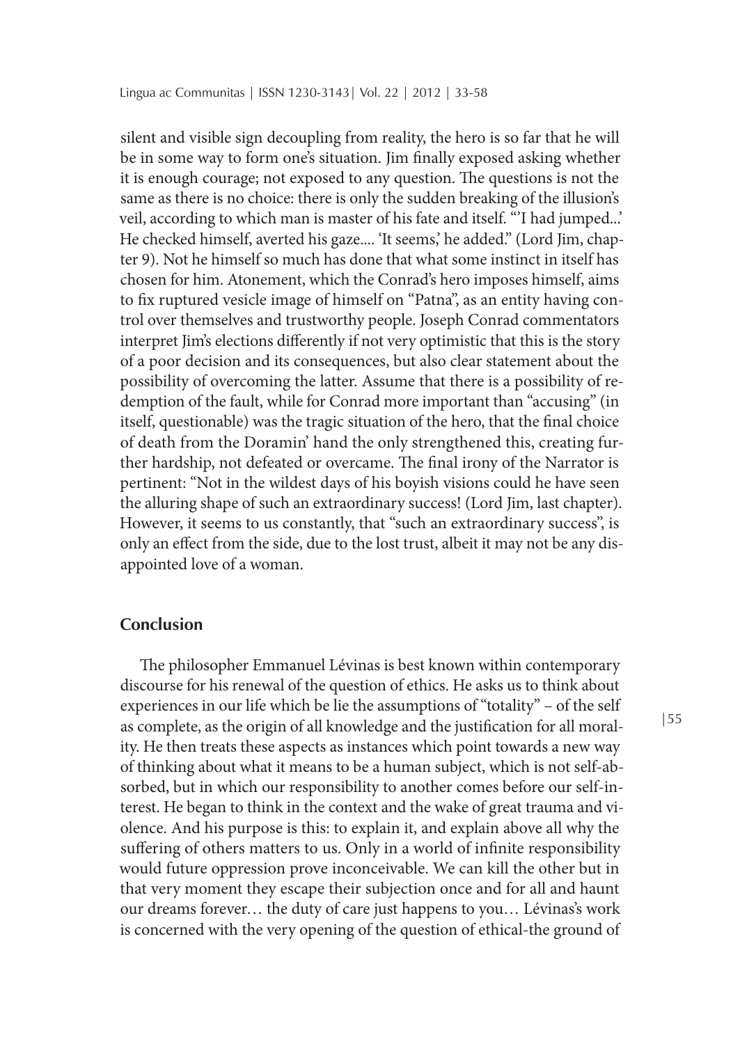silent and visible sign decoupling from reality, the hero is so far that he will be in some way to form one's situation. Jim finally exposed asking whether it is enough courage; not exposed to any question. The questions is not the same as there is no choice: there is only the sudden breaking of the illusion's veil, according to which man is master of his fate and itself. "'I had jumped...' He checked himself, averted his gaze.... 'It seems,' he added." (Lord Jim, chapter 9). Not he himself so much has done that what some instinct in itself has chosen for him. Atonement, which the Conrad's hero imposes himself, aims to fix ruptured vesicle image of himself on "Patna", as an entity having control over themselves and trustworthy people. Joseph Conrad commentators interpret Jim's elections differently if not very optimistic that this is the story of a poor decision and its consequences, but also clear statement about the possibility of overcoming the latter. Assume that there is a possibility of redemption of the fault, while for Conrad more important than "accusing" (in itself, questionable) was the tragic situation of the hero, that the final choice of death from the Doramin' hand the only strengthened this, creating further hardship, not defeated or overcame. The final irony of the Narrator is pertinent: "Not in the wildest days of his boyish visions could he have seen the alluring shape of such an extraordinary success! (Lord Jim, last chapter). However, it seems to us constantly, that "such an extraordinary success", is only an effect from the side, due to the lost trust, albeit it may not be any disappointed love of a woman.

## Conclusion

The philosopher Emmanuel Lévinas is best known within contemporary discourse for his renewal of the question of ethics. He asks us to think about experiences in our life which be lie the assumptions of "totality" – of the self as complete, as the origin of all knowledge and the justification for all morality. He then treats these aspects as instances which point towards a new way of thinking about what it means to be a human subject, which is not self-absorbed, but in which our responsibility to another comes before our self-interest. He began to think in the context and the wake of great trauma and violence. And his purpose is this: to explain it, and explain above all why the suffering of others matters to us. Only in a world of infinite responsibility would future oppression prove inconceivable. We can kill the other but in that very moment they escape their subjection once and for all and haunt our dreams forever… the duty of care just happens to you… Lévinas's work is concerned with the very opening of the question of ethical-the ground of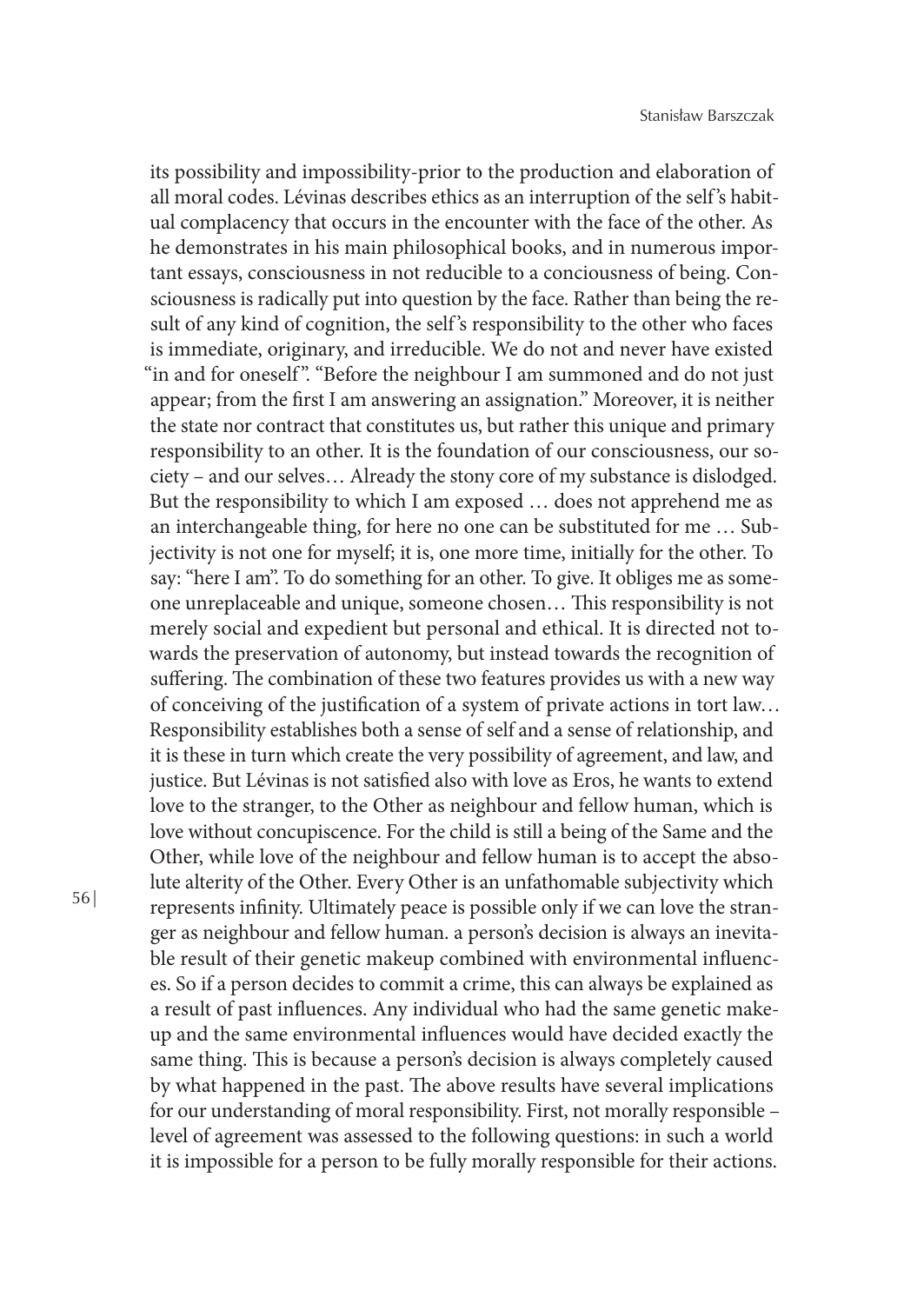its possibility and impossibility-prior to the production and elaboration of all moral codes. Lévinas describes ethics as an interruption of the self's habitual complacency that occurs in the encounter with the face of the other. As he demonstrates in his main philosophical books, and in numerous important essays, consciousness in not reducible to a conciousness of being. Consciousness is radically put into question by the face. Rather than being the result of any kind of cognition, the self's responsibility to the other who faces is immediate, originary, and irreducible. We do not and never have existed "in and for oneself". "Before the neighbour I am summoned and do not just appear; from the first I am answering an assignation." Moreover, it is neither the state nor contract that constitutes us, but rather this unique and primary responsibility to an other. It is the foundation of our consciousness, our society – and our selves… Already the stony core of my substance is dislodged. But the responsibility to which I am exposed … does not apprehend me as an interchangeable thing, for here no one can be substituted for me … Subjectivity is not one for myself; it is, one more time, initially for the other. To say: "here I am". To do something for an other. To give. It obliges me as someone unreplaceable and unique, someone chosen… This responsibility is not merely social and expedient but personal and ethical. It is directed not towards the preservation of autonomy, but instead towards the recognition of suffering. The combination of these two features provides us with a new way of conceiving of the justification of a system of private actions in tort law… Responsibility establishes both a sense of self and a sense of relationship, and it is these in turn which create the very possibility of agreement, and law, and justice. But Lévinas is not satisfied also with love as Eros, he wants to extend love to the stranger, to the Other as neighbour and fellow human, which is love without concupiscence. For the child is still a being of the Same and the Other, while love of the neighbour and fellow human is to accept the absolute alterity of the Other. Every Other is an unfathomable subjectivity which represents infinity. Ultimately peace is possible only if we can love the stranger as neighbour and fellow human. a person's decision is always an inevitable result of their genetic makeup combined with environmental influences. So if a person decides to commit a crime, this can always be explained as a result of past influences. Any individual who had the same genetic makeup and the same environmental influences would have decided exactly the same thing. This is because a person's decision is always completely caused by what happened in the past. The above results have several implications for our understanding of moral responsibility. First, not morally responsible – level of agreement was assessed to the following questions: in such a world it is impossible for a person to be fully morally responsible for their actions.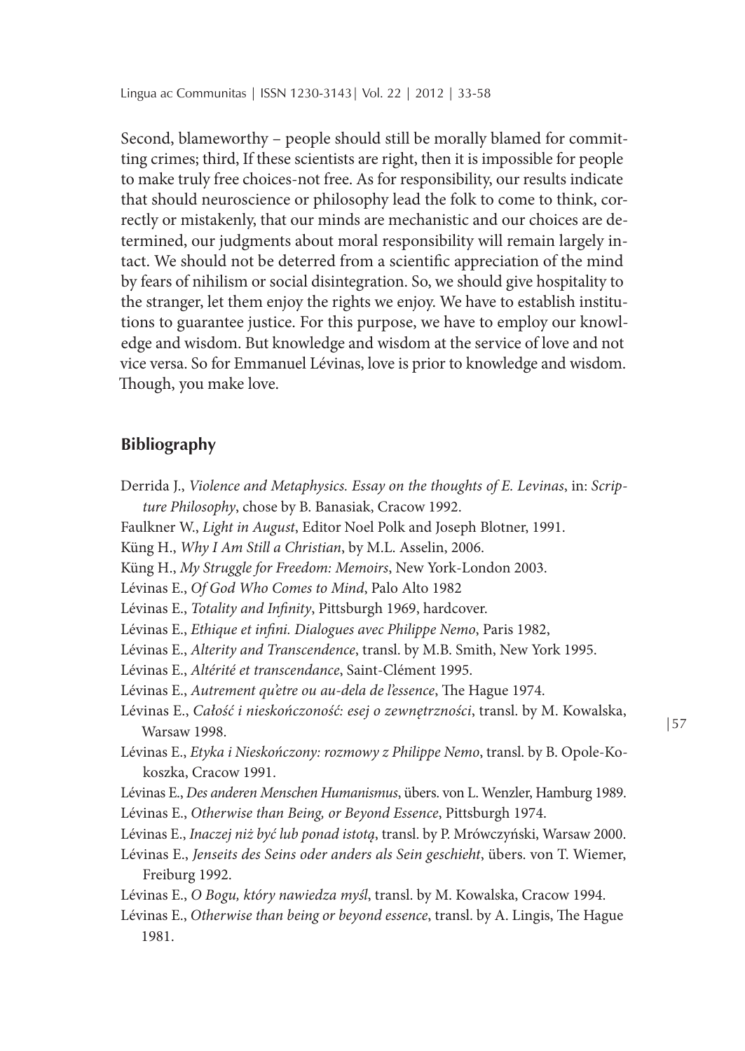Second, blameworthy – people should still be morally blamed for committing crimes; third, If these scientists are right, then it is impossible for people to make truly free choices-not free. As for responsibility, our results indicate that should neuroscience or philosophy lead the folk to come to think, correctly or mistakenly, that our minds are mechanistic and our choices are determined, our judgments about moral responsibility will remain largely intact. We should not be deterred from a scientific appreciation of the mind by fears of nihilism or social disintegration. So, we should give hospitality to the stranger, let them enjoy the rights we enjoy. We have to establish institutions to guarantee justice. For this purpose, we have to employ our knowledge and wisdom. But knowledge and wisdom at the service of love and not vice versa. So for Emmanuel Lévinas, love is prior to knowledge and wisdom. Though, you make love.

## Bibliography

Derrida J., *Violence and Metaphysics. Essay on the thoughts of E. Levinas*, in: *Scripture Philosophy*, chose by B. Banasiak, Cracow 1992.

Faulkner W., *Light in August*, Editor Noel Polk and Joseph Blotner, 1991.

Küng H., *Why I Am Still a Christian*, by M.L. Asselin, 2006.

Küng H., *My Struggle for Freedom: Memoirs*, New York-London 2003.

Lévinas E., *Of God Who Comes to Mind*, Palo Alto 1982

Lévinas E., *Totality and Infinity*, Pittsburgh 1969, hardcover.

Lévinas E., *Ethique et infini. Dialogues avec Philippe Nemo*, Paris 1982,

Lévinas E., *Alterity and Transcendence*, transl. by M.B. Smith, New York 1995.

Lévinas E., *Altérité et transcendance*, Saint-Clément 1995.

Lévinas E., *Autrement qu'etre ou au-dela de l'essence*, The Hague 1974.

Lévinas E., *Całość i nieskończoność: esej o zewnętrzności*, transl. by M. Kowalska, Warsaw 1998.

Lévinas E., *Etyka i Nieskończony: rozmowy z Philippe Nemo*, transl. by B. Opole-Kokoszka, Cracow 1991.

Lévinas E., *Des anderen Menschen Humanismus*, übers. von L. Wenzler, Hamburg 1989.

Lévinas E., *Otherwise than Being, or Beyond Essence*, Pittsburgh 1974.

Lévinas E., *Inaczej niż być lub ponad istotą*, transl. by P. Mrówczyński, Warsaw 2000.

Lévinas E., *Jenseits des Seins oder anders als Sein geschieht*, übers. von T. Wiemer, Freiburg 1992.

Lévinas E., *O Bogu, który nawiedza myśl*, transl. by M. Kowalska, Cracow 1994.

Lévinas E., *Otherwise than being or beyond essence*, transl. by A. Lingis, The Hague 1981.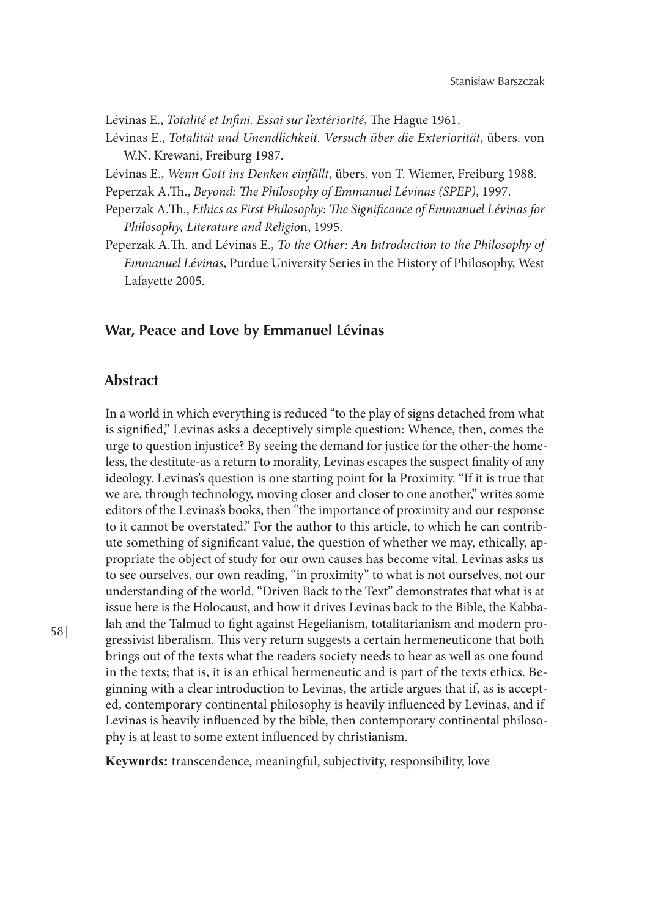Lévinas E., *Totalité et Infini. Essai sur l'extériorité*, The Hague 1961.

Lévinas E., *Totalität und Unendlichkeit. Versuch über die Exteriorität*, übers. von W.N. Krewani, Freiburg 1987.

Lévinas E., *Wenn Gott ins Denken einfällt*, übers. von T. Wiemer, Freiburg 1988.

Peperzak A.Th., *Beyond: The Philosophy of Emmanuel Lévinas (SPEP)*, 1997.

Peperzak A.Th., *Ethics as First Philosophy: The Significance of Emmanuel Lévinas for Philosophy, Literature and Religio*n, 1995.

Peperzak A.Th. and Lévinas E., *To the Other: An Introduction to the Philosophy of Emmanuel Lévinas*, Purdue University Series in the History of Philosophy, West Lafayette 2005.

## War, Peace and Love by Emmanuel Lévinas

### Abstract

In a world in which everything is reduced "to the play of signs detached from what is signified," Levinas asks a deceptively simple question: Whence, then, comes the urge to question injustice? By seeing the demand for justice for the other-the homeless, the destitute-as a return to morality, Levinas escapes the suspect finality of any ideology. Levinas's question is one starting point for la Proximity. "If it is true that we are, through technology, moving closer and closer to one another," writes some editors of the Levinas's books, then "the importance of proximity and our response to it cannot be overstated." For the author to this article, to which he can contribute something of significant value, the question of whether we may, ethically, appropriate the object of study for our own causes has become vital. Levinas asks us to see ourselves, our own reading, "in proximity" to what is not ourselves, not our understanding of the world. "Driven Back to the Text" demonstrates that what is at issue here is the Holocaust, and how it drives Levinas back to the Bible, the Kabbalah and the Talmud to fight against Hegelianism, totalitarianism and modern progressivist liberalism. This very return suggests a certain hermeneuticone that both brings out of the texts what the readers society needs to hear as well as one found in the texts; that is, it is an ethical hermeneutic and is part of the texts ethics. Beginning with a clear introduction to Levinas, the article argues that if, as is accepted, contemporary continental philosophy is heavily influenced by Levinas, and if Levinas is heavily influenced by the bible, then contemporary continental philosophy is at least to some extent influenced by christianism.

**Keywords:** transcendence, meaningful, subjectivity, responsibility, love